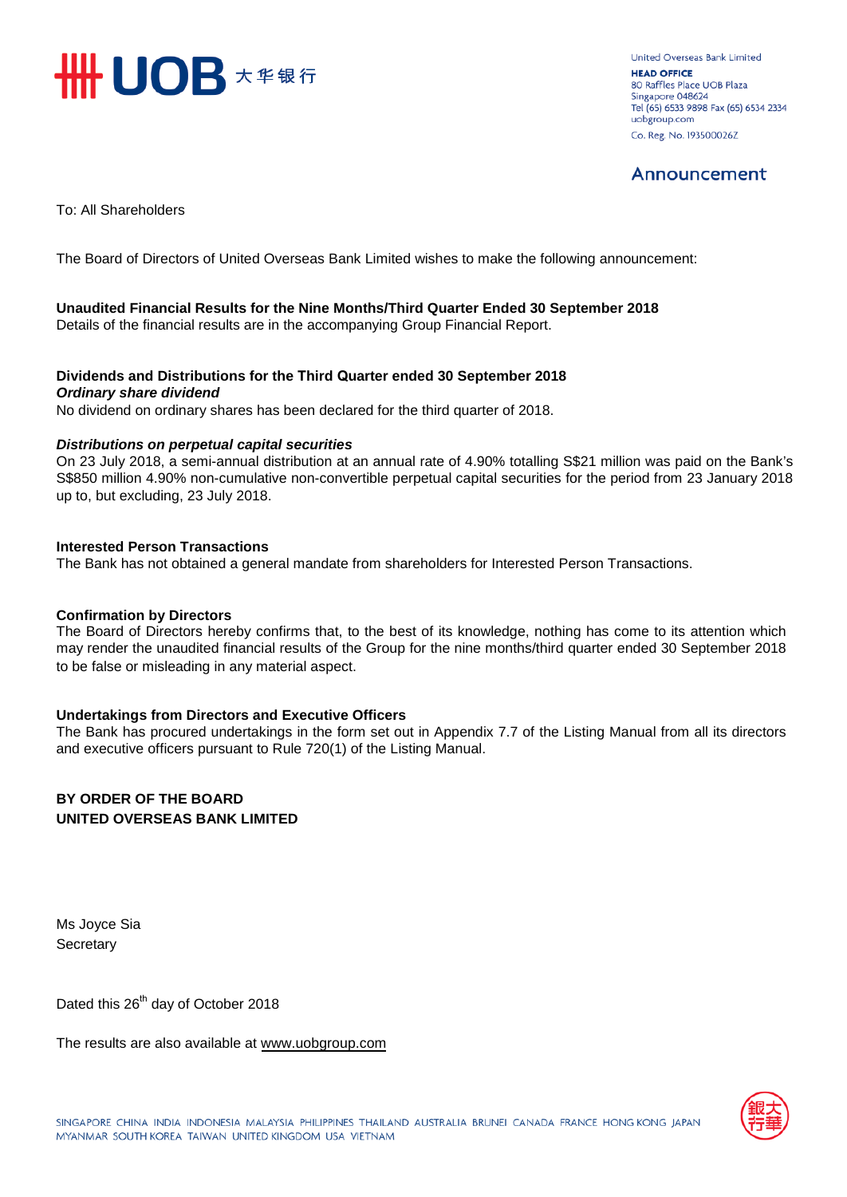United Overseas Bank Limited
**HEAD OFFICE**
80 Raffles Place UOB Plaza
Singapore 048624
Tel (65) 6533 9898 Fax (65) 6534 2334
uobgroup.com
Co. Reg. No. 193500026Z

## Announcement

To: All Shareholders

The Board of Directors of United Overseas Bank Limited wishes to make the following announcement:

**Unaudited Financial Results for the Nine Months/Third Quarter Ended 30 September 2018**
Details of the financial results are in the accompanying Group Financial Report.

**Dividends and Distributions for the Third Quarter ended 30 September 2018**
***Ordinary share dividend***
No dividend on ordinary shares has been declared for the third quarter of 2018.

***Distributions on perpetual capital securities***
On 23 July 2018, a semi-annual distribution at an annual rate of 4.90% totalling S$21 million was paid on the Bank's S$850 million 4.90% non-cumulative non-convertible perpetual capital securities for the period from 23 January 2018 up to, but excluding, 23 July 2018.

**Interested Person Transactions**
The Bank has not obtained a general mandate from shareholders for Interested Person Transactions.

**Confirmation by Directors**
The Board of Directors hereby confirms that, to the best of its knowledge, nothing has come to its attention which may render the unaudited financial results of the Group for the nine months/third quarter ended 30 September 2018 to be false or misleading in any material aspect.

**Undertakings from Directors and Executive Officers**
The Bank has procured undertakings in the form set out in Appendix 7.7 of the Listing Manual from all its directors and executive officers pursuant to Rule 720(1) of the Listing Manual.

**BY ORDER OF THE BOARD**
**UNITED OVERSEAS BANK LIMITED**

Ms Joyce Sia
Secretary

Dated this 26th day of October 2018

The results are also available at www.uobgroup.com

SINGAPORE CHINA INDIA INDONESIA MALAYSIA PHILIPPINES THAILAND AUSTRALIA BRUNEI CANADA FRANCE HONG KONG JAPAN MYANMAR SOUTH KOREA TAIWAN UNITED KINGDOM USA VIETNAM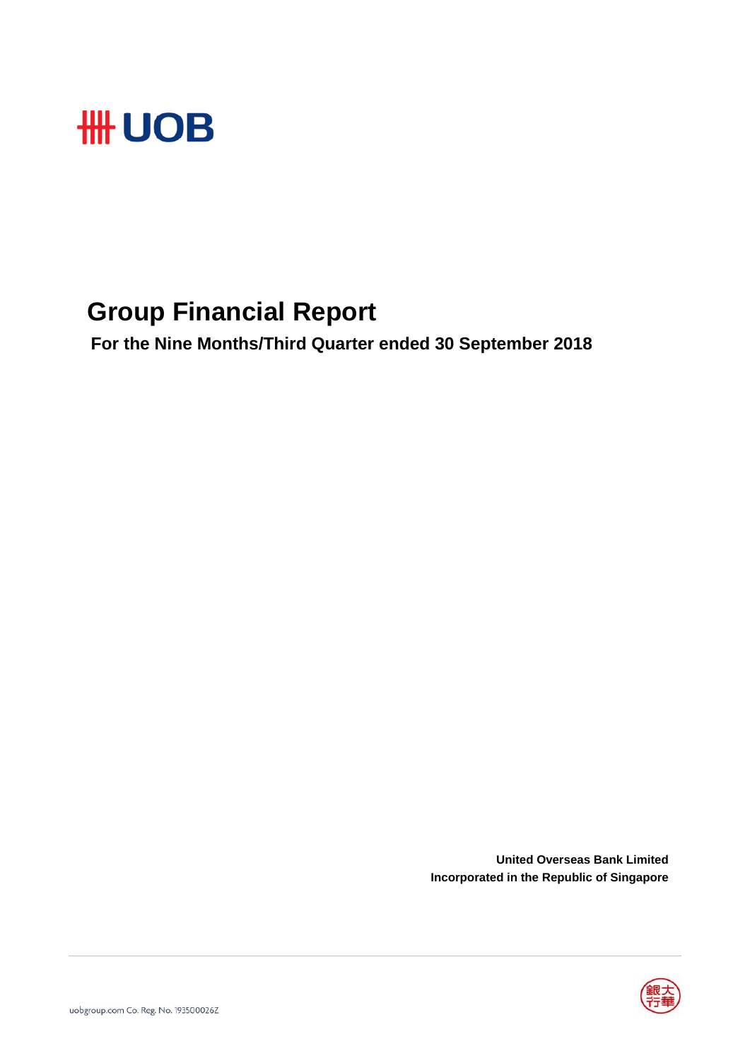# Group Financial Report

**For the Nine Months/Third Quarter ended 30 September 2018**

**United Overseas Bank Limited**
**Incorporated in the Republic of Singapore**

uobgroup.com Co. Reg. No. 193500026Z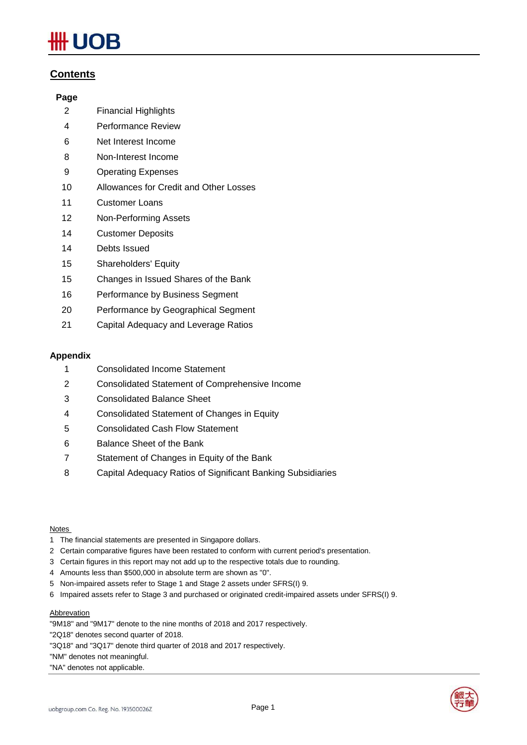## Contents

| Page | |
|---|---|
| 2 | Financial Highlights |
| 4 | Performance Review |
| 6 | Net Interest Income |
| 8 | Non-Interest Income |
| 9 | Operating Expenses |
| 10 | Allowances for Credit and Other Losses |
| 11 | Customer Loans |
| 12 | Non-Performing Assets |
| 14 | Customer Deposits |
| 14 | Debts Issued |
| 15 | Shareholders' Equity |
| 15 | Changes in Issued Shares of the Bank |
| 16 | Performance by Business Segment |
| 20 | Performance by Geographical Segment |
| 21 | Capital Adequacy and Leverage Ratios |

**Appendix**

| | |
|---|---|
| 1 | Consolidated Income Statement |
| 2 | Consolidated Statement of Comprehensive Income |
| 3 | Consolidated Balance Sheet |
| 4 | Consolidated Statement of Changes in Equity |
| 5 | Consolidated Cash Flow Statement |
| 6 | Balance Sheet of the Bank |
| 7 | Statement of Changes in Equity of the Bank |
| 8 | Capital Adequacy Ratios of Significant Banking Subsidiaries |

Notes

1 The financial statements are presented in Singapore dollars.
2 Certain comparative figures have been restated to conform with current period's presentation.
3 Certain figures in this report may not add up to the respective totals due to rounding.
4 Amounts less than $500,000 in absolute term are shown as "0".
5 Non-impaired assets refer to Stage 1 and Stage 2 assets under SFRS(I) 9.
6 Impaired assets refer to Stage 3 and purchased or originated credit-impaired assets under SFRS(I) 9.

Abbrevation

"9M18" and "9M17" denote to the nine months of 2018 and 2017 respectively.
"2Q18" denotes second quarter of 2018.
"3Q18" and "3Q17" denote third quarter of 2018 and 2017 respectively.
"NM" denotes not meaningful.
"NA" denotes not applicable.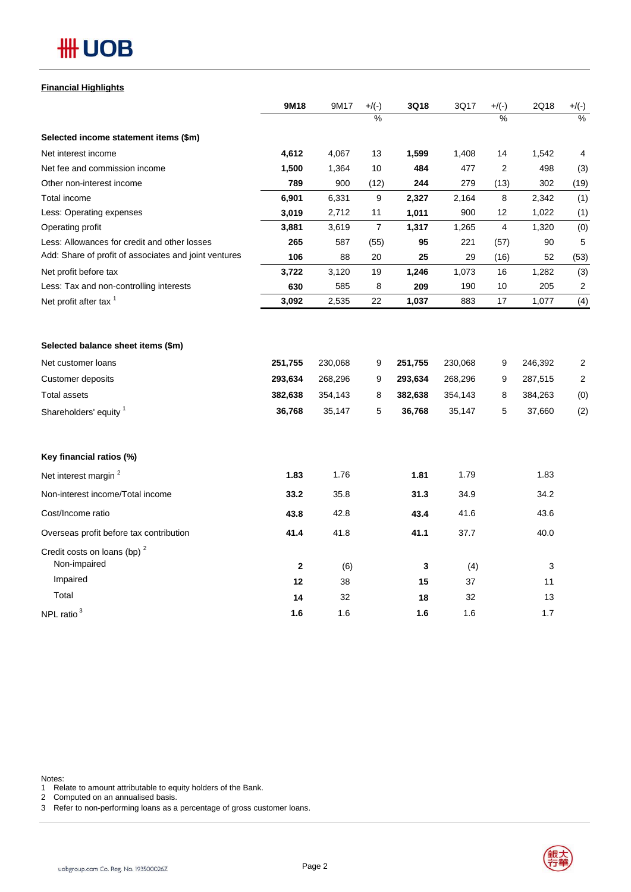## Financial Highlights

| | 9M18 | 9M17 | +/(-) % | 3Q18 | 3Q17 | +/(-) % | 2Q18 | +/(-) % |
|---|---|---|---|---|---|---|---|---|
| **Selected income statement items ($m)** | | | | | | | | |
| Net interest income | **4,612** | 4,067 | 13 | **1,599** | 1,408 | 14 | 1,542 | 4 |
| Net fee and commission income | **1,500** | 1,364 | 10 | **484** | 477 | 2 | 498 | (3) |
| Other non-interest income | **789** | 900 | (12) | **244** | 279 | (13) | 302 | (19) |
| Total income | **6,901** | 6,331 | 9 | **2,327** | 2,164 | 8 | 2,342 | (1) |
| Less: Operating expenses | **3,019** | 2,712 | 11 | **1,011** | 900 | 12 | 1,022 | (1) |
| Operating profit | **3,881** | 3,619 | 7 | **1,317** | 1,265 | 4 | 1,320 | (0) |
| Less: Allowances for credit and other losses | **265** | 587 | (55) | **95** | 221 | (57) | 90 | 5 |
| Add: Share of profit of associates and joint ventures | **106** | 88 | 20 | **25** | 29 | (16) | 52 | (53) |
| Net profit before tax | **3,722** | 3,120 | 19 | **1,246** | 1,073 | 16 | 1,282 | (3) |
| Less: Tax and non-controlling interests | **630** | 585 | 8 | **209** | 190 | 10 | 205 | 2 |
| Net profit after tax [1] | **3,092** | 2,535 | 22 | **1,037** | 883 | 17 | 1,077 | (4) |
| | | | | | | | | |
| **Selected balance sheet items ($m)** | | | | | | | | |
| Net customer loans | **251,755** | 230,068 | 9 | **251,755** | 230,068 | 9 | 246,392 | 2 |
| Customer deposits | **293,634** | 268,296 | 9 | **293,634** | 268,296 | 9 | 287,515 | 2 |
| Total assets | **382,638** | 354,143 | 8 | **382,638** | 354,143 | 8 | 384,263 | (0) |
| Shareholders' equity [1] | **36,768** | 35,147 | 5 | **36,768** | 35,147 | 5 | 37,660 | (2) |
| | | | | | | | | |
| **Key financial ratios (%)** | | | | | | | | |
| Net interest margin [2] | **1.83** | 1.76 | | **1.81** | 1.79 | | 1.83 | |
| Non-interest income/Total income | **33.2** | 35.8 | | **31.3** | 34.9 | | 34.2 | |
| Cost/Income ratio | **43.8** | 42.8 | | **43.4** | 41.6 | | 43.6 | |
| Overseas profit before tax contribution | **41.4** | 41.8 | | **41.1** | 37.7 | | 40.0 | |
| Credit costs on loans (bp) [2] | | | | | | | | |
| Non-impaired | **2** | (6) | | **3** | (4) | | 3 | |
| Impaired | **12** | 38 | | **15** | 37 | | 11 | |
| Total | **14** | 32 | | **18** | 32 | | 13 | |
| NPL ratio [3] | **1.6** | 1.6 | | **1.6** | 1.6 | | 1.7 | |

Notes:
1 Relate to amount attributable to equity holders of the Bank.
2 Computed on an annualised basis.
3 Refer to non-performing loans as a percentage of gross customer loans.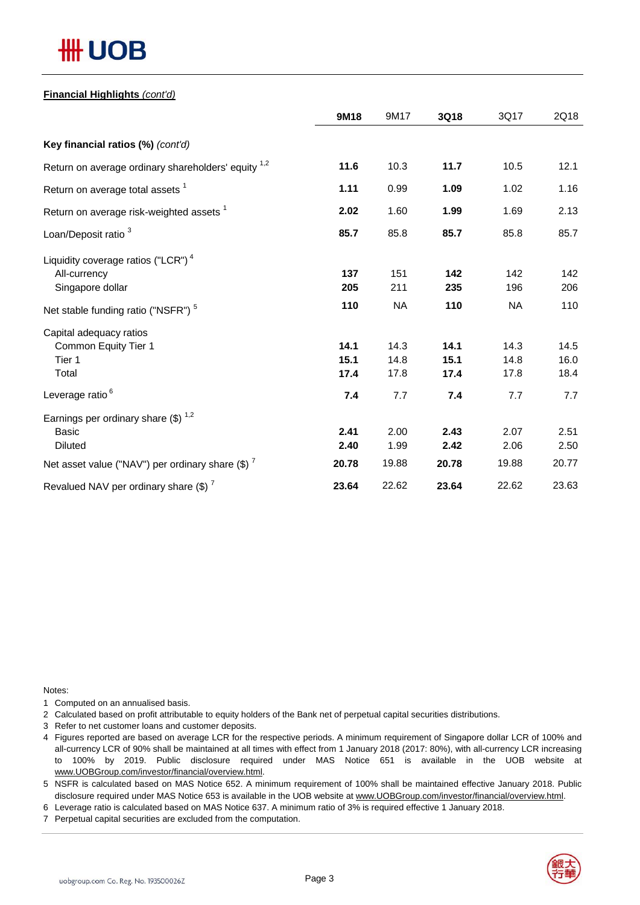**Financial Highlights** *(cont'd)*

| | **9M18** | 9M17 | **3Q18** | 3Q17 | 2Q18 |
|---|---|---|---|---|---|
| **Key financial ratios (%)** *(cont'd)* | | | | | |
| Return on average ordinary shareholders' equity [1,2] | **11.6** | 10.3 | **11.7** | 10.5 | 12.1 |
| Return on average total assets [1] | **1.11** | 0.99 | **1.09** | 1.02 | 1.16 |
| Return on average risk-weighted assets [1] | **2.02** | 1.60 | **1.99** | 1.69 | 2.13 |
| Loan/Deposit ratio [3] | **85.7** | 85.8 | **85.7** | 85.8 | 85.7 |
| Liquidity coverage ratios ("LCR") [4] | | | | | |
| All-currency | **137** | 151 | **142** | 142 | 142 |
| Singapore dollar | **205** | 211 | **235** | 196 | 206 |
| Net stable funding ratio ("NSFR") [5] | **110** | NA | **110** | NA | 110 |
| Capital adequacy ratios | | | | | |
| Common Equity Tier 1 | **14.1** | 14.3 | **14.1** | 14.3 | 14.5 |
| Tier 1 | **15.1** | 14.8 | **15.1** | 14.8 | 16.0 |
| Total | **17.4** | 17.8 | **17.4** | 17.8 | 18.4 |
| Leverage ratio [6] | **7.4** | 7.7 | **7.4** | 7.7 | 7.7 |
| Earnings per ordinary share ($) [1,2] | | | | | |
| Basic | **2.41** | 2.00 | **2.43** | 2.07 | 2.51 |
| Diluted | **2.40** | 1.99 | **2.42** | 2.06 | 2.50 |
| Net asset value ("NAV") per ordinary share ($) [7] | **20.78** | 19.88 | **20.78** | 19.88 | 20.77 |
| Revalued NAV per ordinary share ($) [7] | **23.64** | 22.62 | **23.64** | 22.62 | 23.63 |

Notes:

1 Computed on an annualised basis.

2 Calculated based on profit attributable to equity holders of the Bank net of perpetual capital securities distributions.

3 Refer to net customer loans and customer deposits.

4 Figures reported are based on average LCR for the respective periods. A minimum requirement of Singapore dollar LCR of 100% and all-currency LCR of 90% shall be maintained at all times with effect from 1 January 2018 (2017: 80%), with all-currency LCR increasing to 100% by 2019. Public disclosure required under MAS Notice 651 is available in the UOB website at www.UOBGroup.com/investor/financial/overview.html.

5 NSFR is calculated based on MAS Notice 652. A minimum requirement of 100% shall be maintained effective January 2018. Public disclosure required under MAS Notice 653 is available in the UOB website at www.UOBGroup.com/investor/financial/overview.html.

6 Leverage ratio is calculated based on MAS Notice 637. A minimum ratio of 3% is required effective 1 January 2018.

7 Perpetual capital securities are excluded from the computation.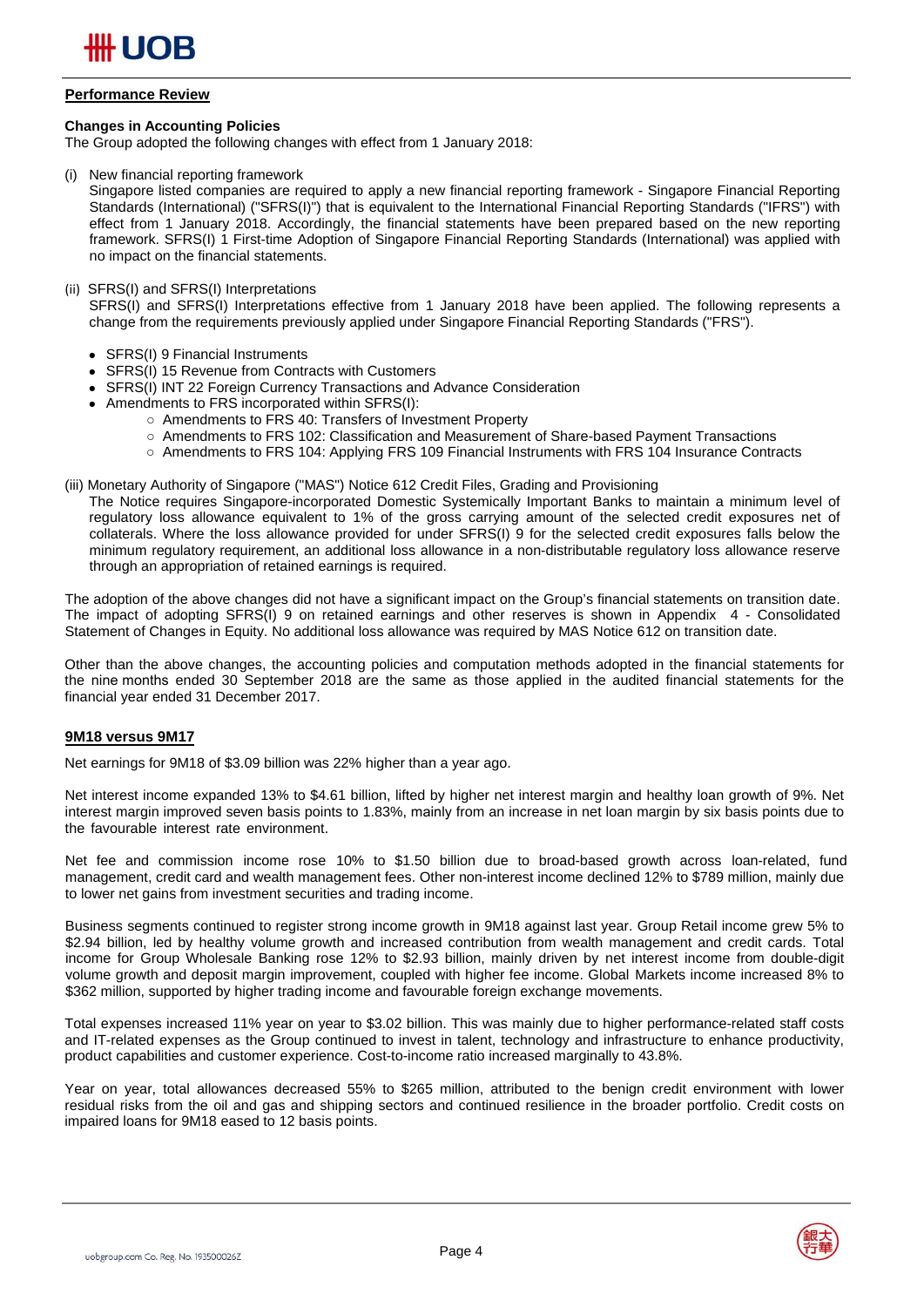## Performance Review

### Changes in Accounting Policies

The Group adopted the following changes with effect from 1 January 2018:

(i) New financial reporting framework

Singapore listed companies are required to apply a new financial reporting framework - Singapore Financial Reporting Standards (International) ("SFRS(I)") that is equivalent to the International Financial Reporting Standards ("IFRS") with effect from 1 January 2018. Accordingly, the financial statements have been prepared based on the new reporting framework. SFRS(I) 1 First-time Adoption of Singapore Financial Reporting Standards (International) was applied with no impact on the financial statements.

(ii) SFRS(I) and SFRS(I) Interpretations

SFRS(I) and SFRS(I) Interpretations effective from 1 January 2018 have been applied. The following represents a change from the requirements previously applied under Singapore Financial Reporting Standards ("FRS").

- SFRS(I) 9 Financial Instruments
- SFRS(I) 15 Revenue from Contracts with Customers
- SFRS(I) INT 22 Foreign Currency Transactions and Advance Consideration
- Amendments to FRS incorporated within SFRS(I):
  - Amendments to FRS 40: Transfers of Investment Property
  - Amendments to FRS 102: Classification and Measurement of Share-based Payment Transactions
  - Amendments to FRS 104: Applying FRS 109 Financial Instruments with FRS 104 Insurance Contracts

(iii) Monetary Authority of Singapore ("MAS") Notice 612 Credit Files, Grading and Provisioning

The Notice requires Singapore-incorporated Domestic Systemically Important Banks to maintain a minimum level of regulatory loss allowance equivalent to 1% of the gross carrying amount of the selected credit exposures net of collaterals. Where the loss allowance provided for under SFRS(I) 9 for the selected credit exposures falls below the minimum regulatory requirement, an additional loss allowance in a non-distributable regulatory loss allowance reserve through an appropriation of retained earnings is required.

The adoption of the above changes did not have a significant impact on the Group's financial statements on transition date. The impact of adopting SFRS(I) 9 on retained earnings and other reserves is shown in Appendix 4 - Consolidated Statement of Changes in Equity. No additional loss allowance was required by MAS Notice 612 on transition date.

Other than the above changes, the accounting policies and computation methods adopted in the financial statements for the nine months ended 30 September 2018 are the same as those applied in the audited financial statements for the financial year ended 31 December 2017.

### 9M18 versus 9M17

Net earnings for 9M18 of $3.09 billion was 22% higher than a year ago.

Net interest income expanded 13% to $4.61 billion, lifted by higher net interest margin and healthy loan growth of 9%. Net interest margin improved seven basis points to 1.83%, mainly from an increase in net loan margin by six basis points due to the favourable interest rate environment.

Net fee and commission income rose 10% to $1.50 billion due to broad-based growth across loan-related, fund management, credit card and wealth management fees. Other non-interest income declined 12% to $789 million, mainly due to lower net gains from investment securities and trading income.

Business segments continued to register strong income growth in 9M18 against last year. Group Retail income grew 5% to $2.94 billion, led by healthy volume growth and increased contribution from wealth management and credit cards. Total income for Group Wholesale Banking rose 12% to $2.93 billion, mainly driven by net interest income from double-digit volume growth and deposit margin improvement, coupled with higher fee income. Global Markets income increased 8% to $362 million, supported by higher trading income and favourable foreign exchange movements.

Total expenses increased 11% year on year to $3.02 billion. This was mainly due to higher performance-related staff costs and IT-related expenses as the Group continued to invest in talent, technology and infrastructure to enhance productivity, product capabilities and customer experience. Cost-to-income ratio increased marginally to 43.8%.

Year on year, total allowances decreased 55% to $265 million, attributed to the benign credit environment with lower residual risks from the oil and gas and shipping sectors and continued resilience in the broader portfolio. Credit costs on impaired loans for 9M18 eased to 12 basis points.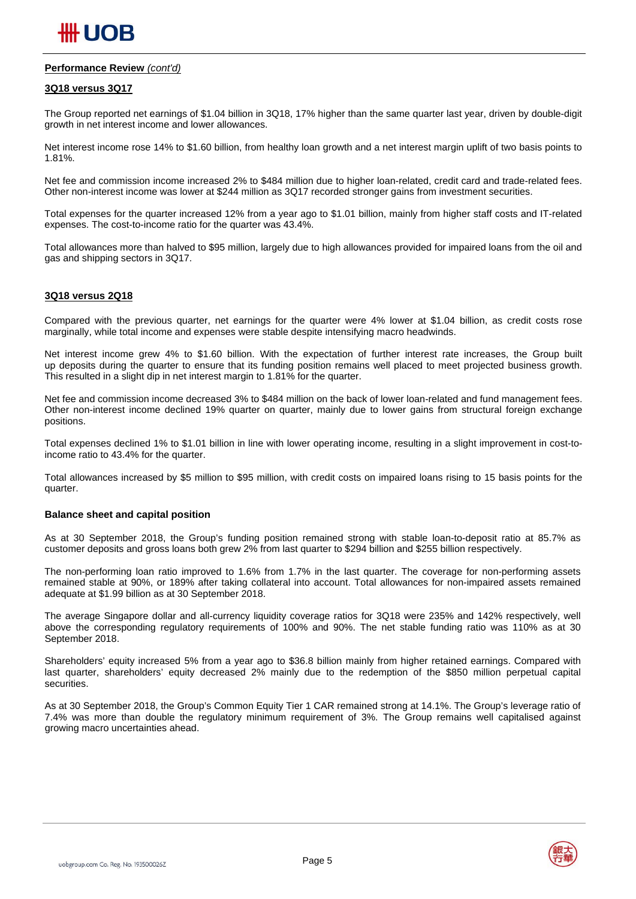**Performance Review** *(cont'd)*

**3Q18 versus 3Q17**

The Group reported net earnings of $1.04 billion in 3Q18, 17% higher than the same quarter last year, driven by double-digit growth in net interest income and lower allowances.

Net interest income rose 14% to $1.60 billion, from healthy loan growth and a net interest margin uplift of two basis points to 1.81%.

Net fee and commission income increased 2% to $484 million due to higher loan-related, credit card and trade-related fees. Other non-interest income was lower at $244 million as 3Q17 recorded stronger gains from investment securities.

Total expenses for the quarter increased 12% from a year ago to $1.01 billion, mainly from higher staff costs and IT-related expenses. The cost-to-income ratio for the quarter was 43.4%.

Total allowances more than halved to $95 million, largely due to high allowances provided for impaired loans from the oil and gas and shipping sectors in 3Q17.

**3Q18 versus 2Q18**

Compared with the previous quarter, net earnings for the quarter were 4% lower at $1.04 billion, as credit costs rose marginally, while total income and expenses were stable despite intensifying macro headwinds.

Net interest income grew 4% to $1.60 billion. With the expectation of further interest rate increases, the Group built up deposits during the quarter to ensure that its funding position remains well placed to meet projected business growth. This resulted in a slight dip in net interest margin to 1.81% for the quarter.

Net fee and commission income decreased 3% to $484 million on the back of lower loan-related and fund management fees. Other non-interest income declined 19% quarter on quarter, mainly due to lower gains from structural foreign exchange positions.

Total expenses declined 1% to $1.01 billion in line with lower operating income, resulting in a slight improvement in cost-to-income ratio to 43.4% for the quarter.

Total allowances increased by $5 million to $95 million, with credit costs on impaired loans rising to 15 basis points for the quarter.

**Balance sheet and capital position**

As at 30 September 2018, the Group's funding position remained strong with stable loan-to-deposit ratio at 85.7% as customer deposits and gross loans both grew 2% from last quarter to $294 billion and $255 billion respectively.

The non-performing loan ratio improved to 1.6% from 1.7% in the last quarter. The coverage for non-performing assets remained stable at 90%, or 189% after taking collateral into account. Total allowances for non-impaired assets remained adequate at $1.99 billion as at 30 September 2018.

The average Singapore dollar and all-currency liquidity coverage ratios for 3Q18 were 235% and 142% respectively, well above the corresponding regulatory requirements of 100% and 90%. The net stable funding ratio was 110% as at 30 September 2018.

Shareholders' equity increased 5% from a year ago to $36.8 billion mainly from higher retained earnings. Compared with last quarter, shareholders' equity decreased 2% mainly due to the redemption of the $850 million perpetual capital securities.

As at 30 September 2018, the Group's Common Equity Tier 1 CAR remained strong at 14.1%. The Group's leverage ratio of 7.4% was more than double the regulatory minimum requirement of 3%. The Group remains well capitalised against growing macro uncertainties ahead.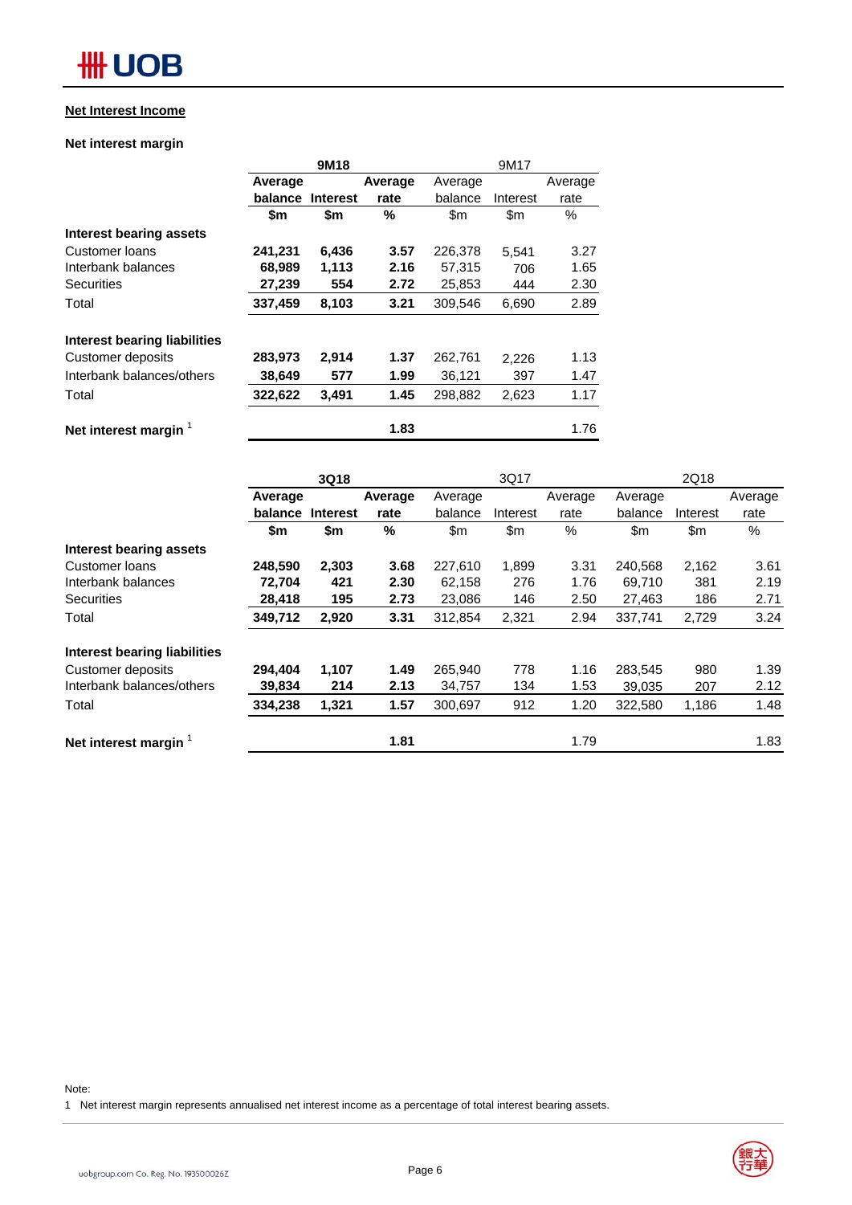## Net Interest Income

### Net interest margin

| | 9M18 | | | 9M17 | | |
|---|---|---|---|---|---|---|
| | **Average balance** | **Interest** | **Average rate** | Average balance | Interest | Average rate |
| | **$m** | **$m** | **%** | $m | $m | % |
| **Interest bearing assets** | | | | | | |
| Customer loans | **241,231** | **6,436** | **3.57** | 226,378 | 5,541 | 3.27 |
| Interbank balances | **68,989** | **1,113** | **2.16** | 57,315 | 706 | 1.65 |
| Securities | **27,239** | **554** | **2.72** | 25,853 | 444 | 2.30 |
| Total | **337,459** | **8,103** | **3.21** | 309,546 | 6,690 | 2.89 |
| **Interest bearing liabilities** | | | | | | |
| Customer deposits | **283,973** | **2,914** | **1.37** | 262,761 | 2,226 | 1.13 |
| Interbank balances/others | **38,649** | **577** | **1.99** | 36,121 | 397 | 1.47 |
| Total | **322,622** | **3,491** | **1.45** | 298,882 | 2,623 | 1.17 |
| **Net interest margin** [1] | | | **1.83** | | | 1.76 |

| | 3Q18 | | | 3Q17 | | | 2Q18 | | |
|---|---|---|---|---|---|---|---|---|---|
| | **Average balance** | **Interest** | **Average rate** | Average balance | Interest | Average rate | Average balance | Interest | Average rate |
| | **$m** | **$m** | **%** | $m | $m | % | $m | $m | % |
| **Interest bearing assets** | | | | | | | | | |
| Customer loans | **248,590** | **2,303** | **3.68** | 227,610 | 1,899 | 3.31 | 240,568 | 2,162 | 3.61 |
| Interbank balances | **72,704** | **421** | **2.30** | 62,158 | 276 | 1.76 | 69,710 | 381 | 2.19 |
| Securities | **28,418** | **195** | **2.73** | 23,086 | 146 | 2.50 | 27,463 | 186 | 2.71 |
| Total | **349,712** | **2,920** | **3.31** | 312,854 | 2,321 | 2.94 | 337,741 | 2,729 | 3.24 |
| **Interest bearing liabilities** | | | | | | | | | |
| Customer deposits | **294,404** | **1,107** | **1.49** | 265,940 | 778 | 1.16 | 283,545 | 980 | 1.39 |
| Interbank balances/others | **39,834** | **214** | **2.13** | 34,757 | 134 | 1.53 | 39,035 | 207 | 2.12 |
| Total | **334,238** | **1,321** | **1.57** | 300,697 | 912 | 1.20 | 322,580 | 1,186 | 1.48 |
| **Net interest margin** [1] | | | **1.81** | | | 1.79 | | | 1.83 |

Note:

1 Net interest margin represents annualised net interest income as a percentage of total interest bearing assets.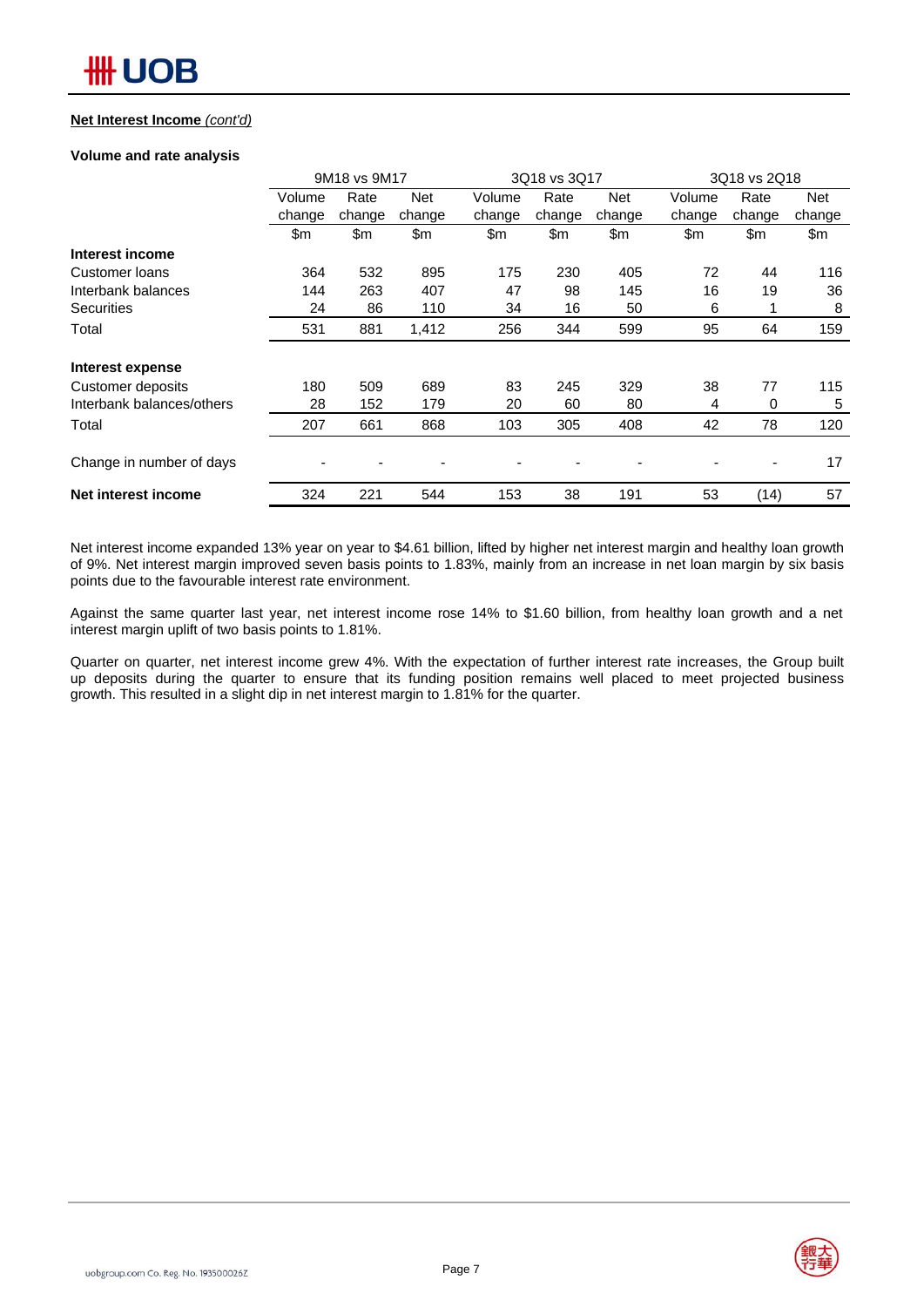**Net Interest Income** *(cont'd)*

**Volume and rate analysis**

| | 9M18 vs 9M17 | | | 3Q18 vs 3Q17 | | | 3Q18 vs 2Q18 | | |
|---|---|---|---|---|---|---|---|---|---|
| | Volume change | Rate change | Net change | Volume change | Rate change | Net change | Volume change | Rate change | Net change |
| | $m | $m | $m | $m | $m | $m | $m | $m | $m |
| **Interest income** | | | | | | | | | |
| Customer loans | 364 | 532 | 895 | 175 | 230 | 405 | 72 | 44 | 116 |
| Interbank balances | 144 | 263 | 407 | 47 | 98 | 145 | 16 | 19 | 36 |
| Securities | 24 | 86 | 110 | 34 | 16 | 50 | 6 | 1 | 8 |
| Total | 531 | 881 | 1,412 | 256 | 344 | 599 | 95 | 64 | 159 |
| **Interest expense** | | | | | | | | | |
| Customer deposits | 180 | 509 | 689 | 83 | 245 | 329 | 38 | 77 | 115 |
| Interbank balances/others | 28 | 152 | 179 | 20 | 60 | 80 | 4 | 0 | 5 |
| Total | 207 | 661 | 868 | 103 | 305 | 408 | 42 | 78 | 120 |
| Change in number of days | - | - | - | - | - | - | - | - | 17 |
| **Net interest income** | 324 | 221 | 544 | 153 | 38 | 191 | 53 | (14) | 57 |

Net interest income expanded 13% year on year to $4.61 billion, lifted by higher net interest margin and healthy loan growth of 9%. Net interest margin improved seven basis points to 1.83%, mainly from an increase in net loan margin by six basis points due to the favourable interest rate environment.

Against the same quarter last year, net interest income rose 14% to $1.60 billion, from healthy loan growth and a net interest margin uplift of two basis points to 1.81%.

Quarter on quarter, net interest income grew 4%. With the expectation of further interest rate increases, the Group built up deposits during the quarter to ensure that its funding position remains well placed to meet projected business growth. This resulted in a slight dip in net interest margin to 1.81% for the quarter.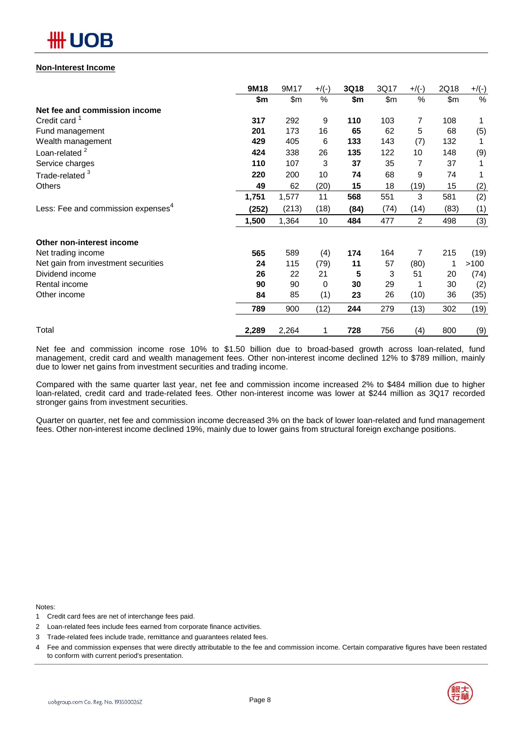**Non-Interest Income**

| | 9M18 | 9M17 | +/(-) | 3Q18 | 3Q17 | +/(-) | 2Q18 | +/(-) |
|---|---|---|---|---|---|---|---|---|
| | $m | $m | % | $m | $m | % | $m | % |
| **Net fee and commission income** | | | | | | | | |
| Credit card [1] | **317** | 292 | 9 | **110** | 103 | 7 | 108 | 1 |
| Fund management | **201** | 173 | 16 | **65** | 62 | 5 | 68 | (5) |
| Wealth management | **429** | 405 | 6 | **133** | 143 | (7) | 132 | 1 |
| Loan-related [2] | **424** | 338 | 26 | **135** | 122 | 10 | 148 | (9) |
| Service charges | **110** | 107 | 3 | **37** | 35 | 7 | 37 | 1 |
| Trade-related [3] | **220** | 200 | 10 | **74** | 68 | 9 | 74 | 1 |
| Others | **49** | 62 | (20) | **15** | 18 | (19) | 15 | (2) |
| | **1,751** | 1,577 | 11 | **568** | 551 | 3 | 581 | (2) |
| Less: Fee and commission expenses[4] | **(252)** | (213) | (18) | **(84)** | (74) | (14) | (83) | (1) |
| | **1,500** | 1,364 | 10 | **484** | 477 | 2 | 498 | (3) |
| **Other non-interest income** | | | | | | | | |
| Net trading income | **565** | 589 | (4) | **174** | 164 | 7 | 215 | (19) |
| Net gain from investment securities | **24** | 115 | (79) | **11** | 57 | (80) | 1 | >100 |
| Dividend income | **26** | 22 | 21 | **5** | 3 | 51 | 20 | (74) |
| Rental income | **90** | 90 | 0 | **30** | 29 | 1 | 30 | (2) |
| Other income | **84** | 85 | (1) | **23** | 26 | (10) | 36 | (35) |
| | **789** | 900 | (12) | **244** | 279 | (13) | 302 | (19) |
| Total | **2,289** | 2,264 | 1 | **728** | 756 | (4) | 800 | (9) |

Net fee and commission income rose 10% to $1.50 billion due to broad-based growth across loan-related, fund management, credit card and wealth management fees. Other non-interest income declined 12% to $789 million, mainly due to lower net gains from investment securities and trading income.

Compared with the same quarter last year, net fee and commission income increased 2% to $484 million due to higher loan-related, credit card and trade-related fees. Other non-interest income was lower at $244 million as 3Q17 recorded stronger gains from investment securities.

Quarter on quarter, net fee and commission income decreased 3% on the back of lower loan-related and fund management fees. Other non-interest income declined 19%, mainly due to lower gains from structural foreign exchange positions.

Notes:

1. Credit card fees are net of interchange fees paid.
2. Loan-related fees include fees earned from corporate finance activities.
3. Trade-related fees include trade, remittance and guarantees related fees.
4. Fee and commission expenses that were directly attributable to the fee and commission income. Certain comparative figures have been restated to conform with current period's presentation.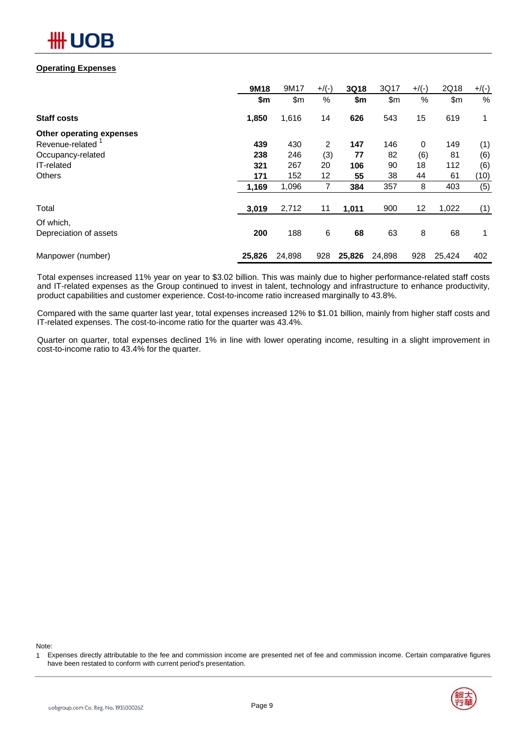**Operating Expenses**

| | 9M18 | 9M17 | +/(-) | 3Q18 | 3Q17 | +/(-) | 2Q18 | +/(-) |
|---|---|---|---|---|---|---|---|---|
| | **$m** | $m | % | **$m** | $m | % | $m | % |
| **Staff costs** | **1,850** | 1,616 | 14 | **626** | 543 | 15 | 619 | 1 |
| **Other operating expenses** | | | | | | | | |
| Revenue-related [1] | **439** | 430 | 2 | **147** | 146 | 0 | 149 | (1) |
| Occupancy-related | **238** | 246 | (3) | **77** | 82 | (6) | 81 | (6) |
| IT-related | **321** | 267 | 20 | **106** | 90 | 18 | 112 | (6) |
| Others | **171** | 152 | 12 | **55** | 38 | 44 | 61 | (10) |
| | **1,169** | 1,096 | 7 | **384** | 357 | 8 | 403 | (5) |
| Total | **3,019** | 2,712 | 11 | **1,011** | 900 | 12 | 1,022 | (1) |
| Of which, Depreciation of assets | **200** | 188 | 6 | **68** | 63 | 8 | 68 | 1 |
| Manpower (number) | **25,826** | 24,898 | 928 | **25,826** | 24,898 | 928 | 25,424 | 402 |

Total expenses increased 11% year on year to $3.02 billion. This was mainly due to higher performance-related staff costs and IT-related expenses as the Group continued to invest in talent, technology and infrastructure to enhance productivity, product capabilities and customer experience. Cost-to-income ratio increased marginally to 43.8%.

Compared with the same quarter last year, total expenses increased 12% to $1.01 billion, mainly from higher staff costs and IT-related expenses. The cost-to-income ratio for the quarter was 43.4%.

Quarter on quarter, total expenses declined 1% in line with lower operating income, resulting in a slight improvement in cost-to-income ratio to 43.4% for the quarter.

Note:

1 Expenses directly attributable to the fee and commission income are presented net of fee and commission income. Certain comparative figures have been restated to conform with current period's presentation.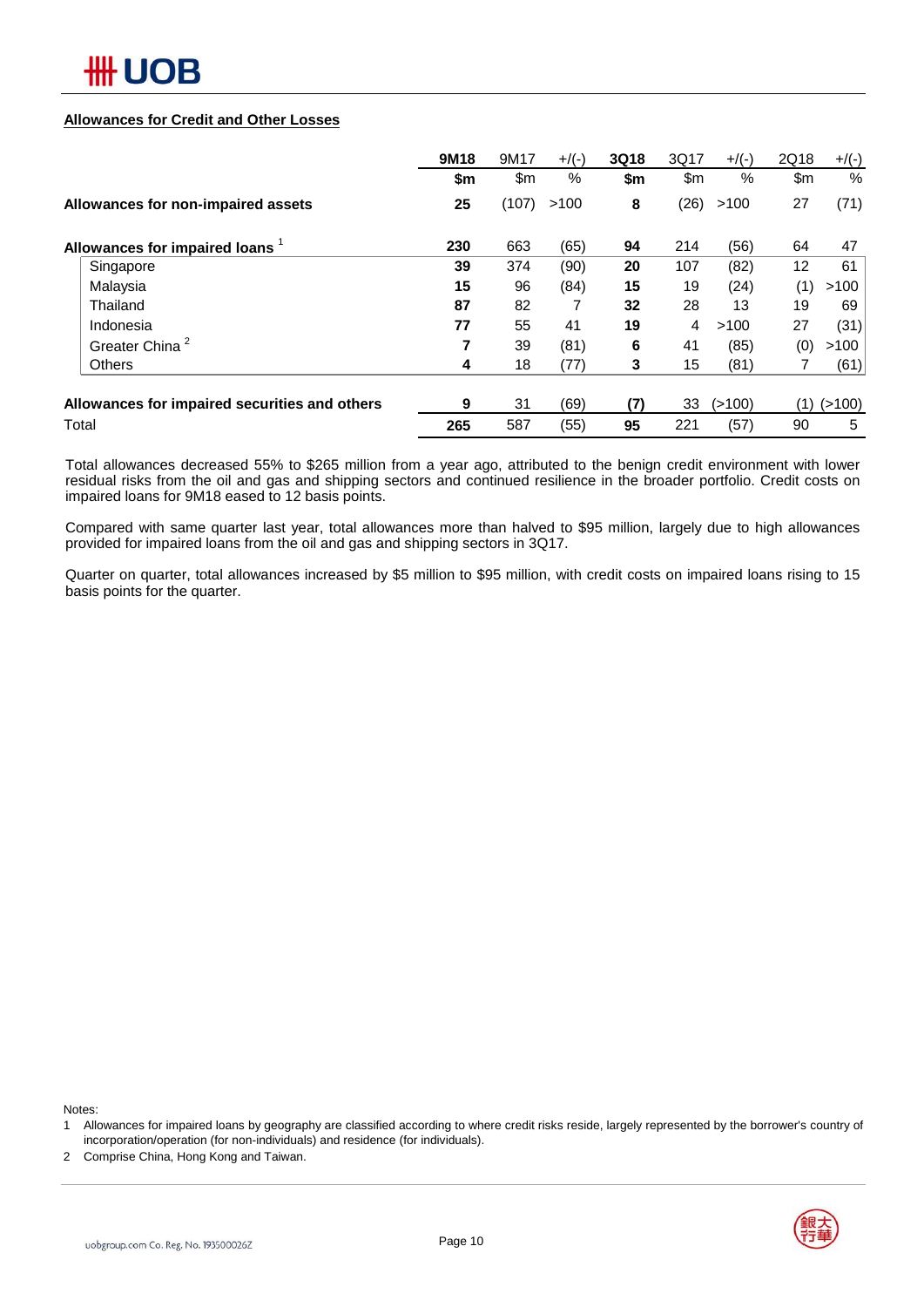## Allowances for Credit and Other Losses

| | 9M18 | 9M17 | +/(-) | 3Q18 | 3Q17 | +/(-) | 2Q18 | +/(-) |
|---|---|---|---|---|---|---|---|---|
| | **$m** | $m | % | **$m** | $m | % | $m | % |
| **Allowances for non-impaired assets** | **25** | (107) | >100 | **8** | (26) | >100 | 27 | (71) |
| **Allowances for impaired loans** [1] | **230** | 663 | (65) | **94** | 214 | (56) | 64 | 47 |
| Singapore | **39** | 374 | (90) | **20** | 107 | (82) | 12 | 61 |
| Malaysia | **15** | 96 | (84) | **15** | 19 | (24) | (1) | >100 |
| Thailand | **87** | 82 | 7 | **32** | 28 | 13 | 19 | 69 |
| Indonesia | **77** | 55 | 41 | **19** | 4 | >100 | 27 | (31) |
| Greater China [2] | **7** | 39 | (81) | **6** | 41 | (85) | (0) | >100 |
| Others | **4** | 18 | (77) | **3** | 15 | (81) | 7 | (61) |
| **Allowances for impaired securities and others** | **9** | 31 | (69) | **(7)** | 33 | (>100) | (1) | (>100) |
| Total | **265** | 587 | (55) | **95** | 221 | (57) | 90 | 5 |

Total allowances decreased 55% to $265 million from a year ago, attributed to the benign credit environment with lower residual risks from the oil and gas and shipping sectors and continued resilience in the broader portfolio. Credit costs on impaired loans for 9M18 eased to 12 basis points.

Compared with same quarter last year, total allowances more than halved to $95 million, largely due to high allowances provided for impaired loans from the oil and gas and shipping sectors in 3Q17.

Quarter on quarter, total allowances increased by $5 million to $95 million, with credit costs on impaired loans rising to 15 basis points for the quarter.

Notes:

1 Allowances for impaired loans by geography are classified according to where credit risks reside, largely represented by the borrower's country of incorporation/operation (for non-individuals) and residence (for individuals).

2 Comprise China, Hong Kong and Taiwan.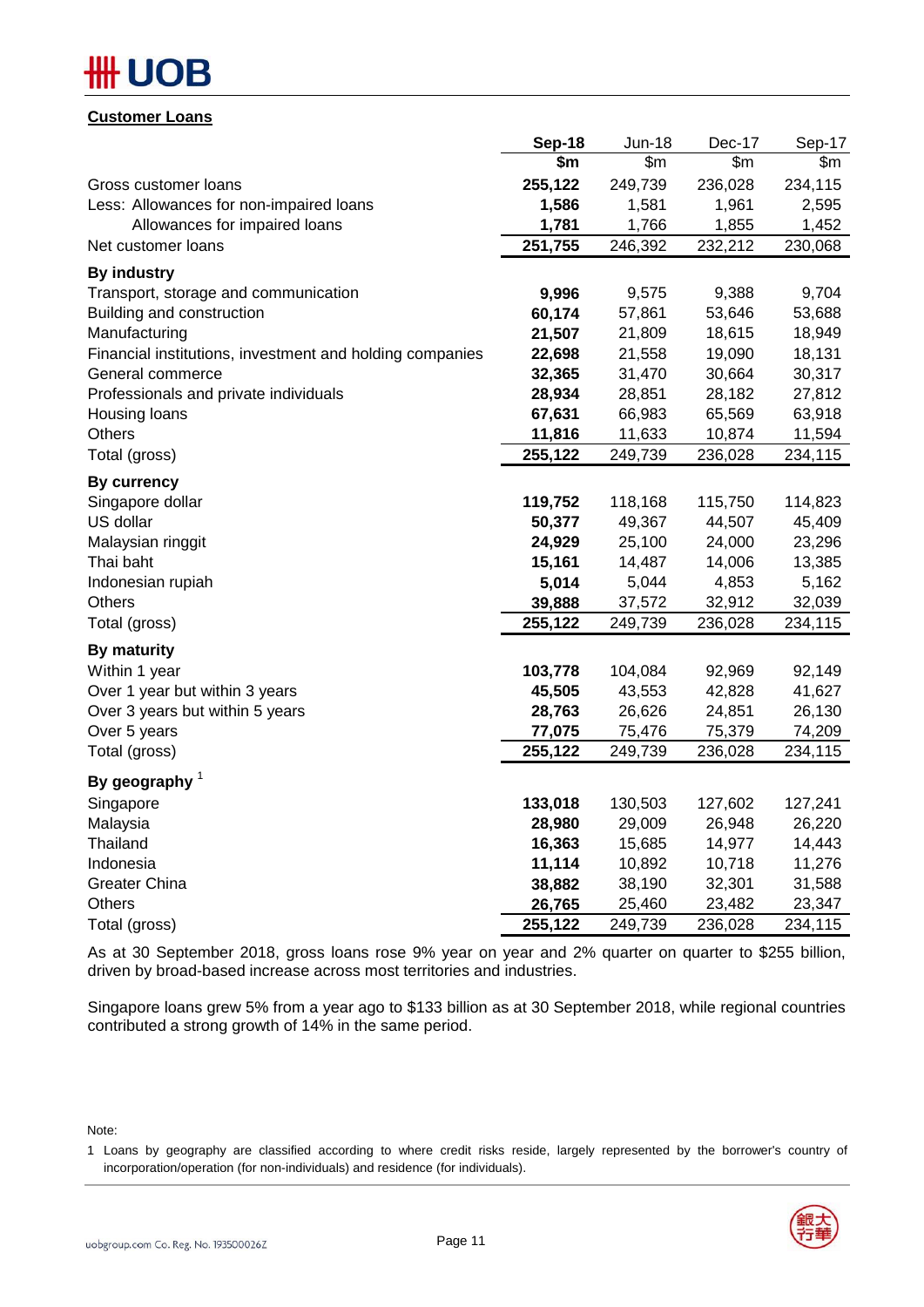**Customer Loans**

| | Sep-18 | Jun-18 | Dec-17 | Sep-17 |
|---|---|---|---|---|
| | $m | $m | $m | $m |
| Gross customer loans | **255,122** | 249,739 | 236,028 | 234,115 |
| Less: Allowances for non-impaired loans | **1,586** | 1,581 | 1,961 | 2,595 |
| Allowances for impaired loans | **1,781** | 1,766 | 1,855 | 1,452 |
| Net customer loans | **251,755** | 246,392 | 232,212 | 230,068 |
| **By industry** | | | | |
| Transport, storage and communication | **9,996** | 9,575 | 9,388 | 9,704 |
| Building and construction | **60,174** | 57,861 | 53,646 | 53,688 |
| Manufacturing | **21,507** | 21,809 | 18,615 | 18,949 |
| Financial institutions, investment and holding companies | **22,698** | 21,558 | 19,090 | 18,131 |
| General commerce | **32,365** | 31,470 | 30,664 | 30,317 |
| Professionals and private individuals | **28,934** | 28,851 | 28,182 | 27,812 |
| Housing loans | **67,631** | 66,983 | 65,569 | 63,918 |
| Others | **11,816** | 11,633 | 10,874 | 11,594 |
| Total (gross) | **255,122** | 249,739 | 236,028 | 234,115 |
| **By currency** | | | | |
| Singapore dollar | **119,752** | 118,168 | 115,750 | 114,823 |
| US dollar | **50,377** | 49,367 | 44,507 | 45,409 |
| Malaysian ringgit | **24,929** | 25,100 | 24,000 | 23,296 |
| Thai baht | **15,161** | 14,487 | 14,006 | 13,385 |
| Indonesian rupiah | **5,014** | 5,044 | 4,853 | 5,162 |
| Others | **39,888** | 37,572 | 32,912 | 32,039 |
| Total (gross) | **255,122** | 249,739 | 236,028 | 234,115 |
| **By maturity** | | | | |
| Within 1 year | **103,778** | 104,084 | 92,969 | 92,149 |
| Over 1 year but within 3 years | **45,505** | 43,553 | 42,828 | 41,627 |
| Over 3 years but within 5 years | **28,763** | 26,626 | 24,851 | 26,130 |
| Over 5 years | **77,075** | 75,476 | 75,379 | 74,209 |
| Total (gross) | **255,122** | 249,739 | 236,028 | 234,115 |
| **By geography** [1] | | | | |
| Singapore | **133,018** | 130,503 | 127,602 | 127,241 |
| Malaysia | **28,980** | 29,009 | 26,948 | 26,220 |
| Thailand | **16,363** | 15,685 | 14,977 | 14,443 |
| Indonesia | **11,114** | 10,892 | 10,718 | 11,276 |
| Greater China | **38,882** | 38,190 | 32,301 | 31,588 |
| Others | **26,765** | 25,460 | 23,482 | 23,347 |
| Total (gross) | **255,122** | 249,739 | 236,028 | 234,115 |

As at 30 September 2018, gross loans rose 9% year on year and 2% quarter on quarter to $255 billion, driven by broad-based increase across most territories and industries.

Singapore loans grew 5% from a year ago to $133 billion as at 30 September 2018, while regional countries contributed a strong growth of 14% in the same period.

Note:

1 Loans by geography are classified according to where credit risks reside, largely represented by the borrower's country of incorporation/operation (for non-individuals) and residence (for individuals).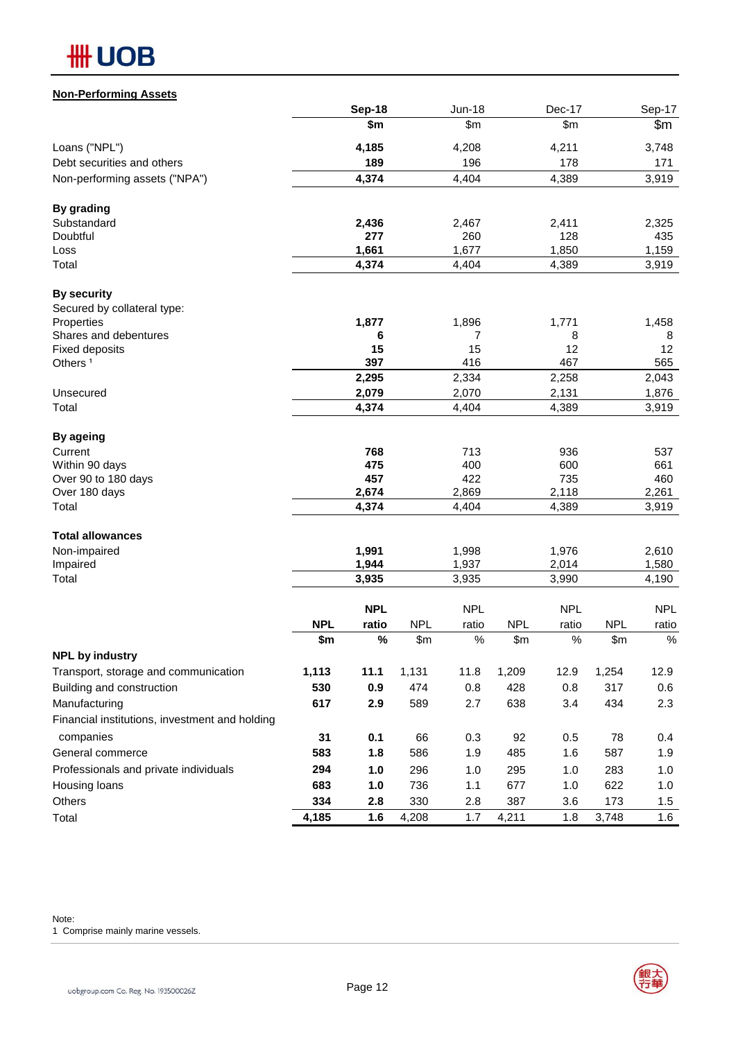## Non-Performing Assets

| | Sep-18 | Jun-18 | Dec-17 | Sep-17 |
|---|---|---|---|---|
| | $m | $m | $m | $m |
| Loans ("NPL") | **4,185** | 4,208 | 4,211 | 3,748 |
| Debt securities and others | **189** | 196 | 178 | 171 |
| Non-performing assets ("NPA") | **4,374** | 4,404 | 4,389 | 3,919 |
| | | | | |
| **By grading** | | | | |
| Substandard | **2,436** | 2,467 | 2,411 | 2,325 |
| Doubtful | **277** | 260 | 128 | 435 |
| Loss | **1,661** | 1,677 | 1,850 | 1,159 |
| Total | **4,374** | 4,404 | 4,389 | 3,919 |
| | | | | |
| **By security** | | | | |
| Secured by collateral type: | | | | |
| Properties | **1,877** | 1,896 | 1,771 | 1,458 |
| Shares and debentures | **6** | 7 | 8 | 8 |
| Fixed deposits | **15** | 15 | 12 | 12 |
| Others [1] | **397** | 416 | 467 | 565 |
| | **2,295** | 2,334 | 2,258 | 2,043 |
| Unsecured | **2,079** | 2,070 | 2,131 | 1,876 |
| Total | **4,374** | 4,404 | 4,389 | 3,919 |
| | | | | |
| **By ageing** | | | | |
| Current | **768** | 713 | 936 | 537 |
| Within 90 days | **475** | 400 | 600 | 661 |
| Over 90 to 180 days | **457** | 422 | 735 | 460 |
| Over 180 days | **2,674** | 2,869 | 2,118 | 2,261 |
| Total | **4,374** | 4,404 | 4,389 | 3,919 |
| | | | | |
| **Total allowances** | | | | |
| Non-impaired | **1,991** | 1,998 | 1,976 | 2,610 |
| Impaired | **1,944** | 1,937 | 2,014 | 1,580 |
| Total | **3,935** | 3,935 | 3,990 | 4,190 |

| | Sep-18 | | Jun-18 | | Dec-17 | | Sep-17 | |
|---|---|---|---|---|---|---|---|---|
| | **NPL** | **NPL ratio** | NPL | NPL ratio | NPL | NPL ratio | NPL | NPL ratio |
| | **$m** | **%** | $m | % | $m | % | $m | % |
| **NPL by industry** | | | | | | | | |
| Transport, storage and communication | **1,113** | **11.1** | 1,131 | 11.8 | 1,209 | 12.9 | 1,254 | 12.9 |
| Building and construction | **530** | **0.9** | 474 | 0.8 | 428 | 0.8 | 317 | 0.6 |
| Manufacturing | **617** | **2.9** | 589 | 2.7 | 638 | 3.4 | 434 | 2.3 |
| Financial institutions, investment and holding companies | **31** | **0.1** | 66 | 0.3 | 92 | 0.5 | 78 | 0.4 |
| General commerce | **583** | **1.8** | 586 | 1.9 | 485 | 1.6 | 587 | 1.9 |
| Professionals and private individuals | **294** | **1.0** | 296 | 1.0 | 295 | 1.0 | 283 | 1.0 |
| Housing loans | **683** | **1.0** | 736 | 1.1 | 677 | 1.0 | 622 | 1.0 |
| Others | **334** | **2.8** | 330 | 2.8 | 387 | 3.6 | 173 | 1.5 |
| Total | **4,185** | **1.6** | 4,208 | 1.7 | 4,211 | 1.8 | 3,748 | 1.6 |

Note:
1 Comprise mainly marine vessels.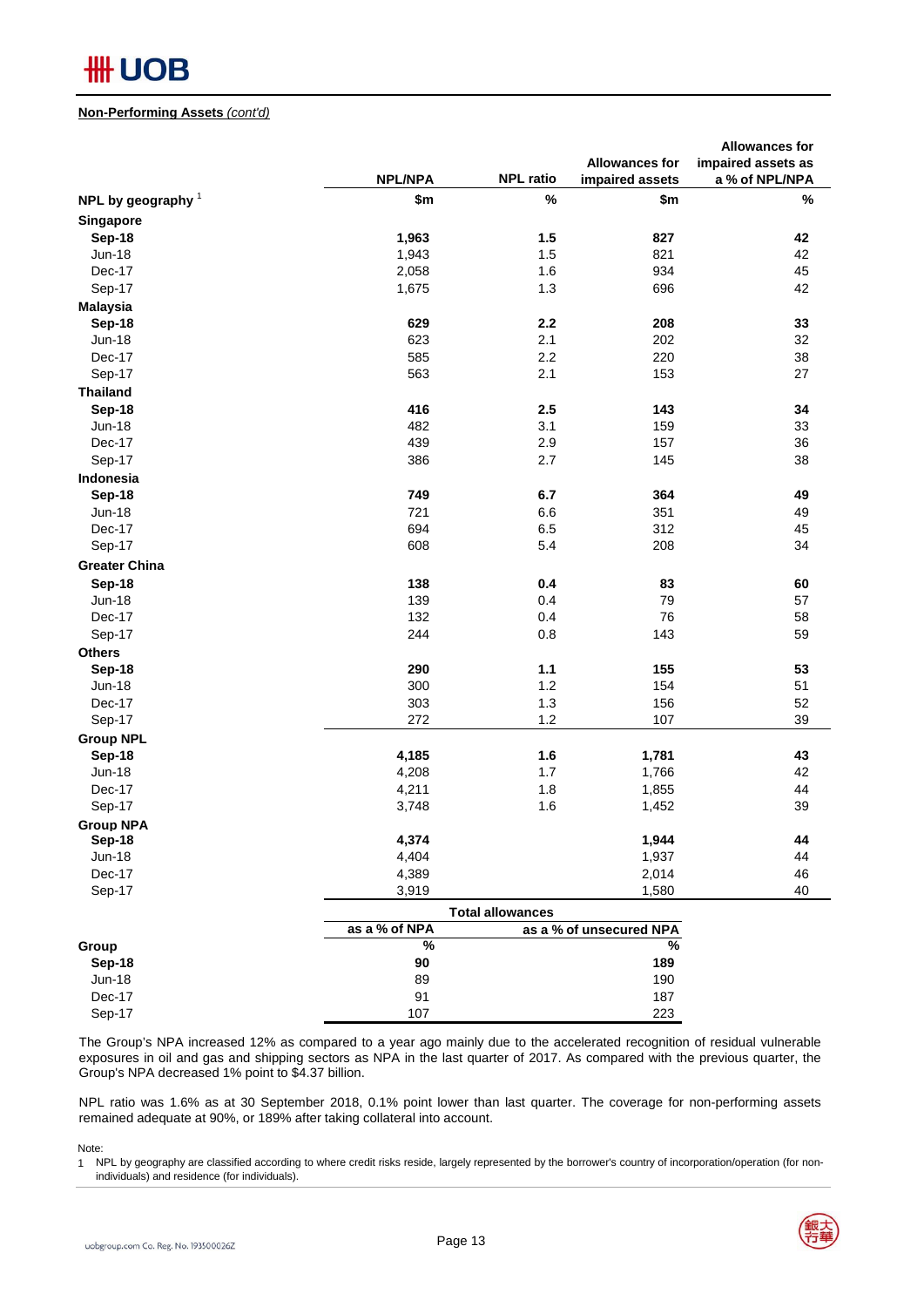**Non-Performing Assets** *(cont'd)*

| | NPL/NPA | NPL ratio | Allowances for impaired assets | Allowances for impaired assets as a % of NPL/NPA |
|---|---|---|---|---|
| **NPL by geography** [1] | **$m** | **%** | **$m** | **%** |
| **Singapore** | | | | |
| **Sep-18** | **1,963** | **1.5** | **827** | **42** |
| Jun-18 | 1,943 | 1.5 | 821 | 42 |
| Dec-17 | 2,058 | 1.6 | 934 | 45 |
| Sep-17 | 1,675 | 1.3 | 696 | 42 |
| **Malaysia** | | | | |
| **Sep-18** | **629** | **2.2** | **208** | **33** |
| Jun-18 | 623 | 2.1 | 202 | 32 |
| Dec-17 | 585 | 2.2 | 220 | 38 |
| Sep-17 | 563 | 2.1 | 153 | 27 |
| **Thailand** | | | | |
| **Sep-18** | **416** | **2.5** | **143** | **34** |
| Jun-18 | 482 | 3.1 | 159 | 33 |
| Dec-17 | 439 | 2.9 | 157 | 36 |
| Sep-17 | 386 | 2.7 | 145 | 38 |
| **Indonesia** | | | | |
| **Sep-18** | **749** | **6.7** | **364** | **49** |
| Jun-18 | 721 | 6.6 | 351 | 49 |
| Dec-17 | 694 | 6.5 | 312 | 45 |
| Sep-17 | 608 | 5.4 | 208 | 34 |
| **Greater China** | | | | |
| **Sep-18** | **138** | **0.4** | **83** | **60** |
| Jun-18 | 139 | 0.4 | 79 | 57 |
| Dec-17 | 132 | 0.4 | 76 | 58 |
| Sep-17 | 244 | 0.8 | 143 | 59 |
| **Others** | | | | |
| **Sep-18** | **290** | **1.1** | **155** | **53** |
| Jun-18 | 300 | 1.2 | 154 | 51 |
| Dec-17 | 303 | 1.3 | 156 | 52 |
| Sep-17 | 272 | 1.2 | 107 | 39 |
| **Group NPL** | | | | |
| **Sep-18** | **4,185** | **1.6** | **1,781** | **43** |
| Jun-18 | 4,208 | 1.7 | 1,766 | 42 |
| Dec-17 | 4,211 | 1.8 | 1,855 | 44 |
| Sep-17 | 3,748 | 1.6 | 1,452 | 39 |
| **Group NPA** | | | | |
| **Sep-18** | **4,374** | | **1,944** | **44** |
| Jun-18 | 4,404 | | 1,937 | 44 |
| Dec-17 | 4,389 | | 2,014 | 46 |
| Sep-17 | 3,919 | | 1,580 | 40 |

| | Total allowances | |
|---|---|---|
| | as a % of NPA | as a % of unsecured NPA |
| **Group** | **%** | **%** |
| **Sep-18** | **90** | **189** |
| Jun-18 | 89 | 190 |
| Dec-17 | 91 | 187 |
| Sep-17 | 107 | 223 |

The Group's NPA increased 12% as compared to a year ago mainly due to the accelerated recognition of residual vulnerable exposures in oil and gas and shipping sectors as NPA in the last quarter of 2017. As compared with the previous quarter, the Group's NPA decreased 1% point to $4.37 billion.

NPL ratio was 1.6% as at 30 September 2018, 0.1% point lower than last quarter. The coverage for non-performing assets remained adequate at 90%, or 189% after taking collateral into account.

Note:
1 NPL by geography are classified according to where credit risks reside, largely represented by the borrower's country of incorporation/operation (for non-individuals) and residence (for individuals).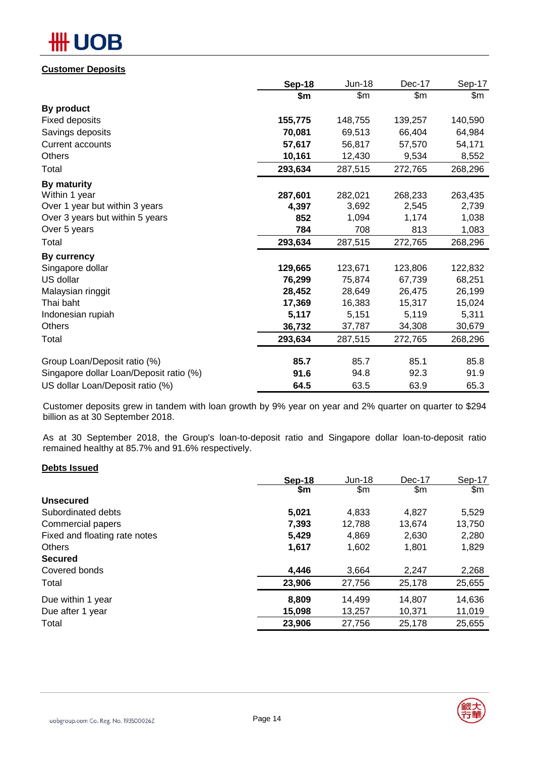## Customer Deposits

| | Sep-18 | Jun-18 | Dec-17 | Sep-17 |
|---|---|---|---|---|
| | $m | $m | $m | $m |
| **By product** | | | | |
| Fixed deposits | **155,775** | 148,755 | 139,257 | 140,590 |
| Savings deposits | **70,081** | 69,513 | 66,404 | 64,984 |
| Current accounts | **57,617** | 56,817 | 57,570 | 54,171 |
| Others | **10,161** | 12,430 | 9,534 | 8,552 |
| Total | **293,634** | 287,515 | 272,765 | 268,296 |
| **By maturity** | | | | |
| Within 1 year | **287,601** | 282,021 | 268,233 | 263,435 |
| Over 1 year but within 3 years | **4,397** | 3,692 | 2,545 | 2,739 |
| Over 3 years but within 5 years | **852** | 1,094 | 1,174 | 1,038 |
| Over 5 years | **784** | 708 | 813 | 1,083 |
| Total | **293,634** | 287,515 | 272,765 | 268,296 |
| **By currency** | | | | |
| Singapore dollar | **129,665** | 123,671 | 123,806 | 122,832 |
| US dollar | **76,299** | 75,874 | 67,739 | 68,251 |
| Malaysian ringgit | **28,452** | 28,649 | 26,475 | 26,199 |
| Thai baht | **17,369** | 16,383 | 15,317 | 15,024 |
| Indonesian rupiah | **5,117** | 5,151 | 5,119 | 5,311 |
| Others | **36,732** | 37,787 | 34,308 | 30,679 |
| Total | **293,634** | 287,515 | 272,765 | 268,296 |
| Group Loan/Deposit ratio (%) | **85.7** | 85.7 | 85.1 | 85.8 |
| Singapore dollar Loan/Deposit ratio (%) | **91.6** | 94.8 | 92.3 | 91.9 |
| US dollar Loan/Deposit ratio (%) | **64.5** | 63.5 | 63.9 | 65.3 |

Customer deposits grew in tandem with loan growth by 9% year on year and 2% quarter on quarter to $294 billion as at 30 September 2018.

As at 30 September 2018, the Group's loan-to-deposit ratio and Singapore dollar loan-to-deposit ratio remained healthy at 85.7% and 91.6% respectively.

## Debts Issued

| | Sep-18 | Jun-18 | Dec-17 | Sep-17 |
|---|---|---|---|---|
| | $m | $m | $m | $m |
| **Unsecured** | | | | |
| Subordinated debts | **5,021** | 4,833 | 4,827 | 5,529 |
| Commercial papers | **7,393** | 12,788 | 13,674 | 13,750 |
| Fixed and floating rate notes | **5,429** | 4,869 | 2,630 | 2,280 |
| Others | **1,617** | 1,602 | 1,801 | 1,829 |
| **Secured** | | | | |
| Covered bonds | **4,446** | 3,664 | 2,247 | 2,268 |
| Total | **23,906** | 27,756 | 25,178 | 25,655 |
| Due within 1 year | **8,809** | 14,499 | 14,807 | 14,636 |
| Due after 1 year | **15,098** | 13,257 | 10,371 | 11,019 |
| Total | **23,906** | 27,756 | 25,178 | 25,655 |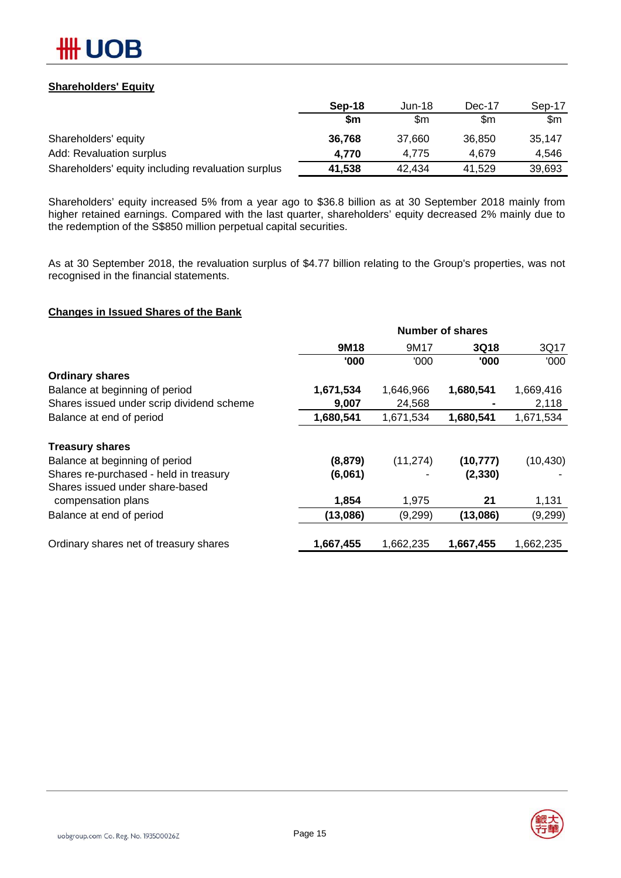## Shareholders' Equity

| | Sep-18 | Jun-18 | Dec-17 | Sep-17 |
|---|---|---|---|---|
| | **$m** | $m | $m | $m |
| Shareholders' equity | **36,768** | 37,660 | 36,850 | 35,147 |
| Add: Revaluation surplus | **4,770** | 4,775 | 4,679 | 4,546 |
| Shareholders' equity including revaluation surplus | **41,538** | 42,434 | 41,529 | 39,693 |

Shareholders' equity increased 5% from a year ago to $36.8 billion as at 30 September 2018 mainly from higher retained earnings. Compared with the last quarter, shareholders' equity decreased 2% mainly due to the redemption of the S$850 million perpetual capital securities.

As at 30 September 2018, the revaluation surplus of $4.77 billion relating to the Group's properties, was not recognised in the financial statements.

## Changes in Issued Shares of the Bank

| | Number of shares | | | |
|---|---|---|---|---|
| | **9M18** | 9M17 | **3Q18** | 3Q17 |
| | **'000** | '000 | **'000** | '000 |
| **Ordinary shares** | | | | |
| Balance at beginning of period | **1,671,534** | 1,646,966 | **1,680,541** | 1,669,416 |
| Shares issued under scrip dividend scheme | **9,007** | 24,568 | **-** | 2,118 |
| Balance at end of period | **1,680,541** | 1,671,534 | **1,680,541** | 1,671,534 |
| | | | | |
| **Treasury shares** | | | | |
| Balance at beginning of period | **(8,879)** | (11,274) | **(10,777)** | (10,430) |
| Shares re-purchased - held in treasury | **(6,061)** | - | **(2,330)** | - |
| Shares issued under share-based compensation plans | **1,854** | 1,975 | **21** | 1,131 |
| Balance at end of period | **(13,086)** | (9,299) | **(13,086)** | (9,299) |
| | | | | |
| Ordinary shares net of treasury shares | **1,667,455** | 1,662,235 | **1,667,455** | 1,662,235 |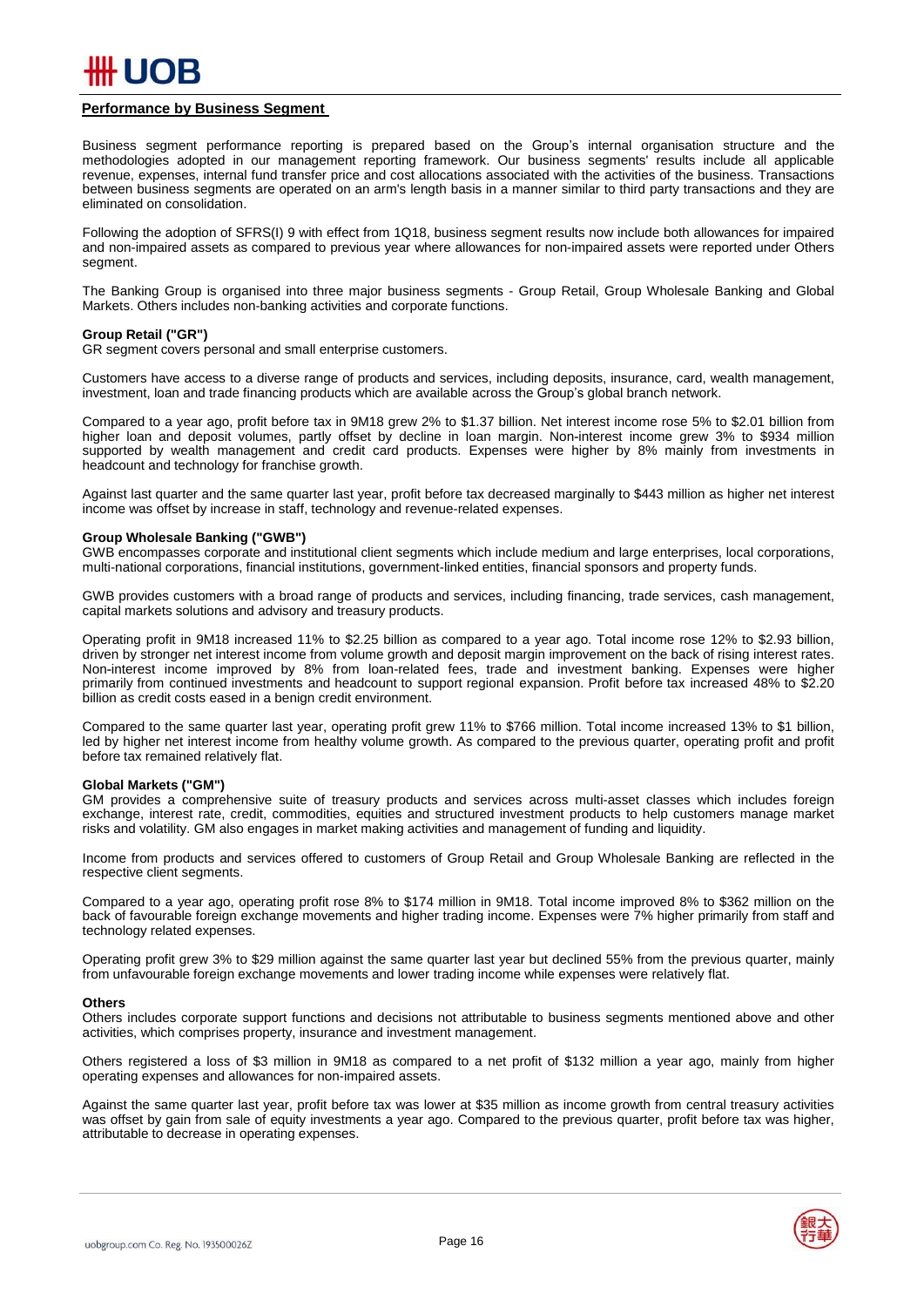## Performance by Business Segment

Business segment performance reporting is prepared based on the Group's internal organisation structure and the methodologies adopted in our management reporting framework. Our business segments' results include all applicable revenue, expenses, internal fund transfer price and cost allocations associated with the activities of the business. Transactions between business segments are operated on an arm's length basis in a manner similar to third party transactions and they are eliminated on consolidation.

Following the adoption of SFRS(I) 9 with effect from 1Q18, business segment results now include both allowances for impaired and non-impaired assets as compared to previous year where allowances for non-impaired assets were reported under Others segment.

The Banking Group is organised into three major business segments - Group Retail, Group Wholesale Banking and Global Markets. Others includes non-banking activities and corporate functions.

**Group Retail ("GR")**

GR segment covers personal and small enterprise customers.

Customers have access to a diverse range of products and services, including deposits, insurance, card, wealth management, investment, loan and trade financing products which are available across the Group's global branch network.

Compared to a year ago, profit before tax in 9M18 grew 2% to $1.37 billion. Net interest income rose 5% to $2.01 billion from higher loan and deposit volumes, partly offset by decline in loan margin. Non-interest income grew 3% to $934 million supported by wealth management and credit card products. Expenses were higher by 8% mainly from investments in headcount and technology for franchise growth.

Against last quarter and the same quarter last year, profit before tax decreased marginally to $443 million as higher net interest income was offset by increase in staff, technology and revenue-related expenses.

**Group Wholesale Banking ("GWB")**

GWB encompasses corporate and institutional client segments which include medium and large enterprises, local corporations, multi-national corporations, financial institutions, government-linked entities, financial sponsors and property funds.

GWB provides customers with a broad range of products and services, including financing, trade services, cash management, capital markets solutions and advisory and treasury products.

Operating profit in 9M18 increased 11% to $2.25 billion as compared to a year ago. Total income rose 12% to $2.93 billion, driven by stronger net interest income from volume growth and deposit margin improvement on the back of rising interest rates. Non-interest income improved by 8% from loan-related fees, trade and investment banking. Expenses were higher primarily from continued investments and headcount to support regional expansion. Profit before tax increased 48% to $2.20 billion as credit costs eased in a benign credit environment.

Compared to the same quarter last year, operating profit grew 11% to $766 million. Total income increased 13% to $1 billion, led by higher net interest income from healthy volume growth. As compared to the previous quarter, operating profit and profit before tax remained relatively flat.

**Global Markets ("GM")**

GM provides a comprehensive suite of treasury products and services across multi-asset classes which includes foreign exchange, interest rate, credit, commodities, equities and structured investment products to help customers manage market risks and volatility. GM also engages in market making activities and management of funding and liquidity.

Income from products and services offered to customers of Group Retail and Group Wholesale Banking are reflected in the respective client segments.

Compared to a year ago, operating profit rose 8% to $174 million in 9M18. Total income improved 8% to $362 million on the back of favourable foreign exchange movements and higher trading income. Expenses were 7% higher primarily from staff and technology related expenses.

Operating profit grew 3% to $29 million against the same quarter last year but declined 55% from the previous quarter, mainly from unfavourable foreign exchange movements and lower trading income while expenses were relatively flat.

**Others**

Others includes corporate support functions and decisions not attributable to business segments mentioned above and other activities, which comprises property, insurance and investment management.

Others registered a loss of $3 million in 9M18 as compared to a net profit of $132 million a year ago, mainly from higher operating expenses and allowances for non-impaired assets.

Against the same quarter last year, profit before tax was lower at $35 million as income growth from central treasury activities was offset by gain from sale of equity investments a year ago. Compared to the previous quarter, profit before tax was higher, attributable to decrease in operating expenses.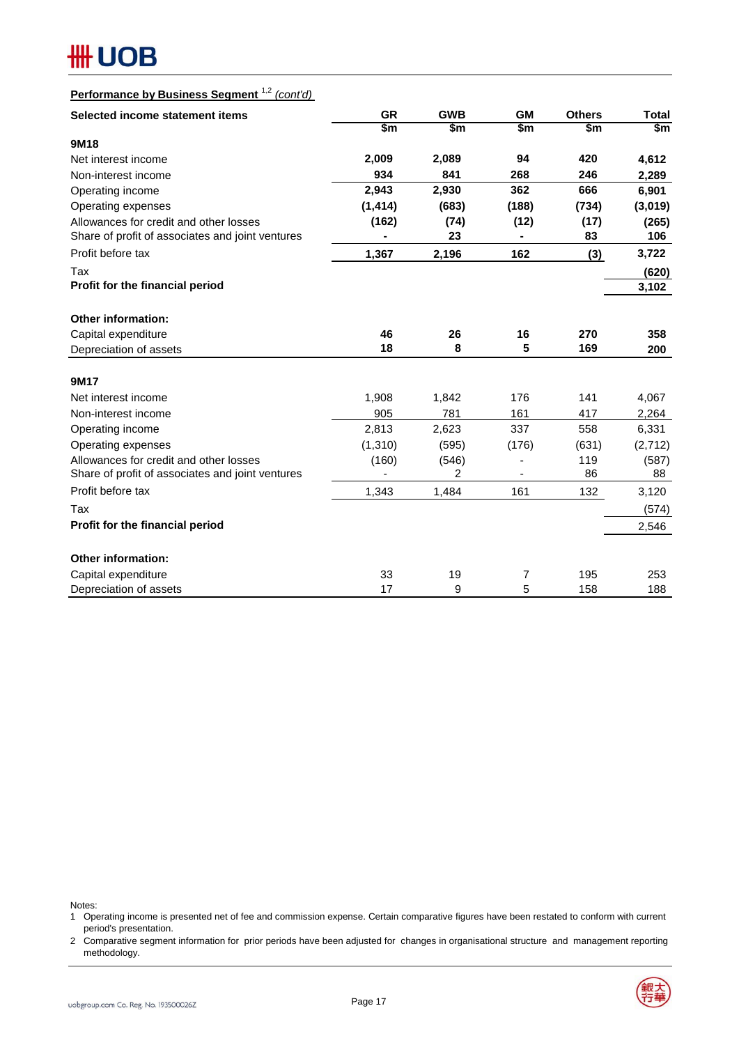**Performance by Business Segment** [1,2] *(cont'd)*

| Selected income statement items | GR | GWB | GM | Others | Total |
|---|---|---|---|---|---|
| | $m | $m | $m | $m | $m |
| **9M18** | | | | | |
| Net interest income | **2,009** | **2,089** | **94** | **420** | **4,612** |
| Non-interest income | **934** | **841** | **268** | **246** | **2,289** |
| Operating income | **2,943** | **2,930** | **362** | **666** | **6,901** |
| Operating expenses | **(1,414)** | **(683)** | **(188)** | **(734)** | **(3,019)** |
| Allowances for credit and other losses | **(162)** | **(74)** | **(12)** | **(17)** | **(265)** |
| Share of profit of associates and joint ventures | **-** | **23** | **-** | **83** | **106** |
| Profit before tax | **1,367** | **2,196** | **162** | **(3)** | **3,722** |
| Tax | | | | | **(620)** |
| **Profit for the financial period** | | | | | **3,102** |
| | | | | | |
| **Other information:** | | | | | |
| Capital expenditure | **46** | **26** | **16** | **270** | **358** |
| Depreciation of assets | **18** | **8** | **5** | **169** | **200** |
| | | | | | |
| **9M17** | | | | | |
| Net interest income | 1,908 | 1,842 | 176 | 141 | 4,067 |
| Non-interest income | 905 | 781 | 161 | 417 | 2,264 |
| Operating income | 2,813 | 2,623 | 337 | 558 | 6,331 |
| Operating expenses | (1,310) | (595) | (176) | (631) | (2,712) |
| Allowances for credit and other losses | (160) | (546) | - | 119 | (587) |
| Share of profit of associates and joint ventures | - | 2 | - | 86 | 88 |
| Profit before tax | 1,343 | 1,484 | 161 | 132 | 3,120 |
| Tax | | | | | (574) |
| **Profit for the financial period** | | | | | 2,546 |
| | | | | | |
| **Other information:** | | | | | |
| Capital expenditure | 33 | 19 | 7 | 195 | 253 |
| Depreciation of assets | 17 | 9 | 5 | 158 | 188 |

Notes:

1 Operating income is presented net of fee and commission expense. Certain comparative figures have been restated to conform with current period's presentation.

2 Comparative segment information for prior periods have been adjusted for changes in organisational structure and management reporting methodology.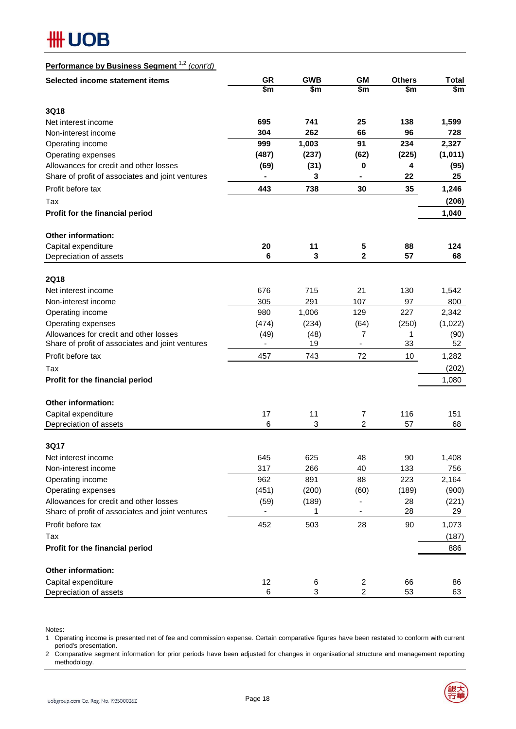**Performance by Business Segment** [1,2] *(cont'd)*

| Selected income statement items | GR | GWB | GM | Others | Total |
|---|---|---|---|---|---|
| | $m | $m | $m | $m | $m |
| **3Q18** | | | | | |
| Net interest income | **695** | **741** | **25** | **138** | **1,599** |
| Non-interest income | **304** | **262** | **66** | **96** | **728** |
| Operating income | **999** | **1,003** | **91** | **234** | **2,327** |
| Operating expenses | **(487)** | **(237)** | **(62)** | **(225)** | **(1,011)** |
| Allowances for credit and other losses | **(69)** | **(31)** | **0** | **4** | **(95)** |
| Share of profit of associates and joint ventures | **-** | **3** | **-** | **22** | **25** |
| Profit before tax | **443** | **738** | **30** | **35** | **1,246** |
| Tax | | | | | **(206)** |
| **Profit for the financial period** | | | | | **1,040** |
| **Other information:** | | | | | |
| Capital expenditure | **20** | **11** | **5** | **88** | **124** |
| Depreciation of assets | **6** | **3** | **2** | **57** | **68** |
| **2Q18** | | | | | |
| Net interest income | 676 | 715 | 21 | 130 | 1,542 |
| Non-interest income | 305 | 291 | 107 | 97 | 800 |
| Operating income | 980 | 1,006 | 129 | 227 | 2,342 |
| Operating expenses | (474) | (234) | (64) | (250) | (1,022) |
| Allowances for credit and other losses | (49) | (48) | 7 | 1 | (90) |
| Share of profit of associates and joint ventures | - | 19 | - | 33 | 52 |
| Profit before tax | 457 | 743 | 72 | 10 | 1,282 |
| Tax | | | | | (202) |
| **Profit for the financial period** | | | | | 1,080 |
| **Other information:** | | | | | |
| Capital expenditure | 17 | 11 | 7 | 116 | 151 |
| Depreciation of assets | 6 | 3 | 2 | 57 | 68 |
| **3Q17** | | | | | |
| Net interest income | 645 | 625 | 48 | 90 | 1,408 |
| Non-interest income | 317 | 266 | 40 | 133 | 756 |
| Operating income | 962 | 891 | 88 | 223 | 2,164 |
| Operating expenses | (451) | (200) | (60) | (189) | (900) |
| Allowances for credit and other losses | (59) | (189) | - | 28 | (221) |
| Share of profit of associates and joint ventures | - | 1 | - | 28 | 29 |
| Profit before tax | 452 | 503 | 28 | 90 | 1,073 |
| Tax | | | | | (187) |
| **Profit for the financial period** | | | | | 886 |
| **Other information:** | | | | | |
| Capital expenditure | 12 | 6 | 2 | 66 | 86 |
| Depreciation of assets | 6 | 3 | 2 | 53 | 63 |

Notes:

1 Operating income is presented net of fee and commission expense. Certain comparative figures have been restated to conform with current period's presentation.

2 Comparative segment information for prior periods have been adjusted for changes in organisational structure and management reporting methodology.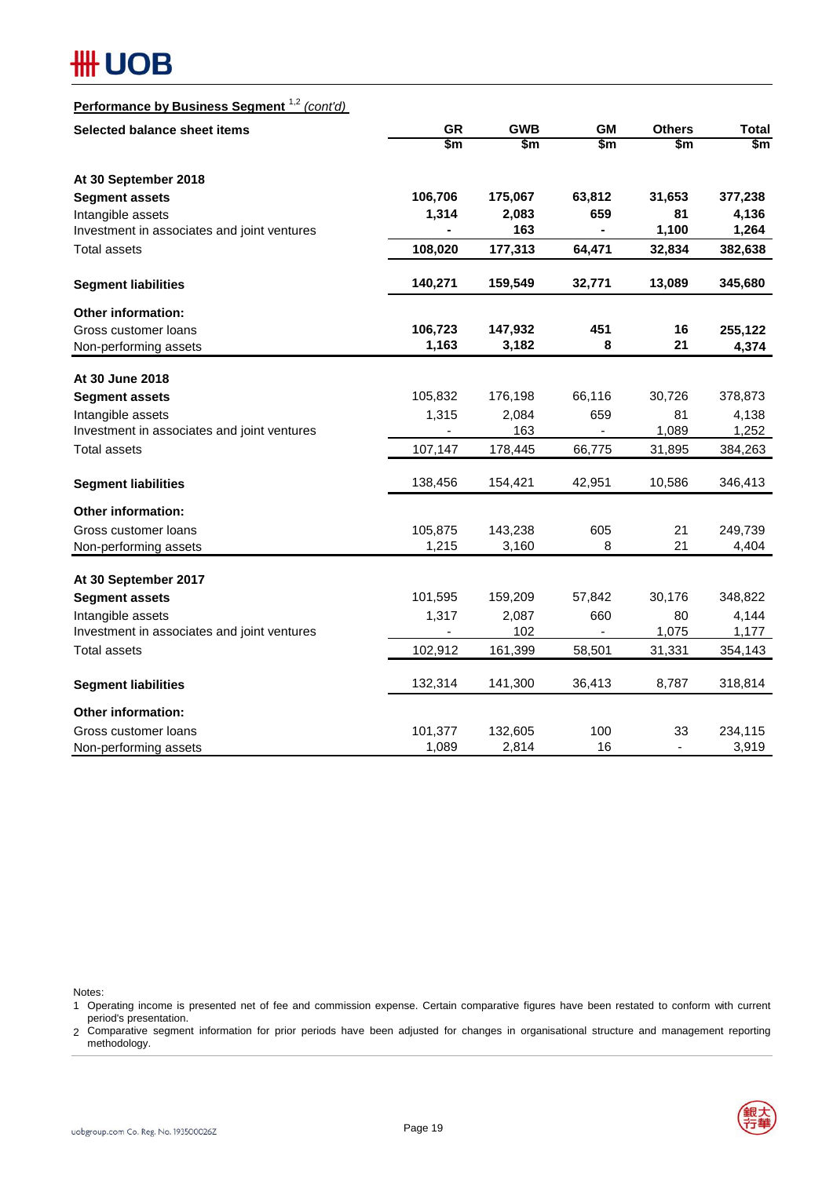**Performance by Business Segment [1,2] *(cont'd)***

| Selected balance sheet items | GR<br>$m | GWB<br>$m | GM<br>$m | Others<br>$m | Total<br>$m |
|---|---|---|---|---|---|
| **At 30 September 2018** | | | | | |
| **Segment assets** | **106,706** | **175,067** | **63,812** | **31,653** | **377,238** |
| Intangible assets | **1,314** | **2,083** | **659** | **81** | **4,136** |
| Investment in associates and joint ventures | **-** | **163** | **-** | **1,100** | **1,264** |
| Total assets | **108,020** | **177,313** | **64,471** | **32,834** | **382,638** |
| **Segment liabilities** | **140,271** | **159,549** | **32,771** | **13,089** | **345,680** |
| **Other information:** | | | | | |
| Gross customer loans | **106,723** | **147,932** | **451** | **16** | **255,122** |
| Non-performing assets | **1,163** | **3,182** | **8** | **21** | **4,374** |
| **At 30 June 2018** | | | | | |
| **Segment assets** | 105,832 | 176,198 | 66,116 | 30,726 | 378,873 |
| Intangible assets | 1,315 | 2,084 | 659 | 81 | 4,138 |
| Investment in associates and joint ventures | - | 163 | - | 1,089 | 1,252 |
| Total assets | 107,147 | 178,445 | 66,775 | 31,895 | 384,263 |
| **Segment liabilities** | 138,456 | 154,421 | 42,951 | 10,586 | 346,413 |
| **Other information:** | | | | | |
| Gross customer loans | 105,875 | 143,238 | 605 | 21 | 249,739 |
| Non-performing assets | 1,215 | 3,160 | 8 | 21 | 4,404 |
| **At 30 September 2017** | | | | | |
| **Segment assets** | 101,595 | 159,209 | 57,842 | 30,176 | 348,822 |
| Intangible assets | 1,317 | 2,087 | 660 | 80 | 4,144 |
| Investment in associates and joint ventures | - | 102 | - | 1,075 | 1,177 |
| Total assets | 102,912 | 161,399 | 58,501 | 31,331 | 354,143 |
| **Segment liabilities** | 132,314 | 141,300 | 36,413 | 8,787 | 318,814 |
| **Other information:** | | | | | |
| Gross customer loans | 101,377 | 132,605 | 100 | 33 | 234,115 |
| Non-performing assets | 1,089 | 2,814 | 16 | - | 3,919 |

Notes:

1. Operating income is presented net of fee and commission expense. Certain comparative figures have been restated to conform with current period's presentation.
2. Comparative segment information for prior periods have been adjusted for changes in organisational structure and management reporting methodology.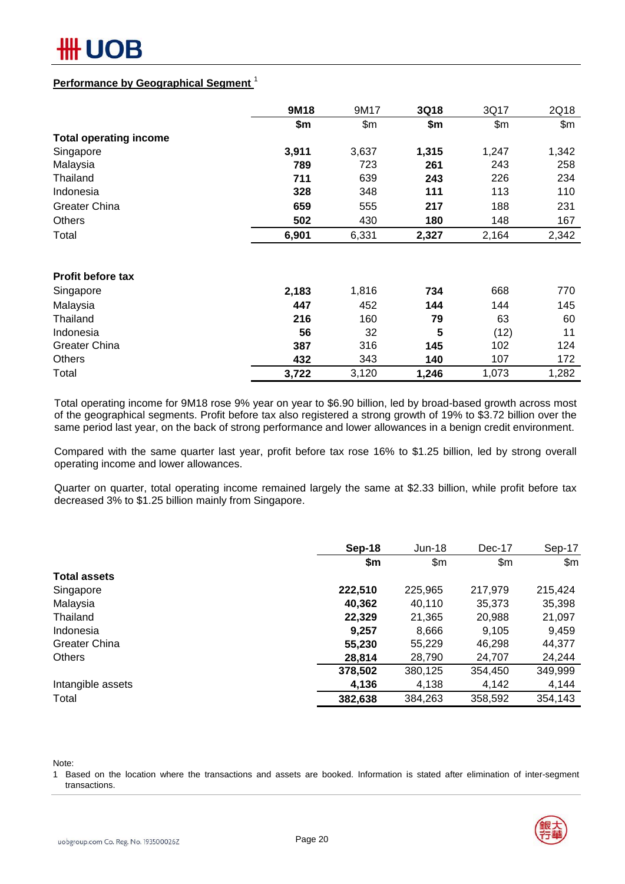## Performance by Geographical Segment [1]

|  | 9M18 | 9M17 | 3Q18 | 3Q17 | 2Q18 |
|---|---|---|---|---|---|
|  | **$m** | $m | **$m** | $m | $m |
| **Total operating income** |  |  |  |  |  |
| Singapore | **3,911** | 3,637 | **1,315** | 1,247 | 1,342 |
| Malaysia | **789** | 723 | **261** | 243 | 258 |
| Thailand | **711** | 639 | **243** | 226 | 234 |
| Indonesia | **328** | 348 | **111** | 113 | 110 |
| Greater China | **659** | 555 | **217** | 188 | 231 |
| Others | **502** | 430 | **180** | 148 | 167 |
| Total | **6,901** | 6,331 | **2,327** | 2,164 | 2,342 |
|  |  |  |  |  |  |
| **Profit before tax** |  |  |  |  |  |
| Singapore | **2,183** | 1,816 | **734** | 668 | 770 |
| Malaysia | **447** | 452 | **144** | 144 | 145 |
| Thailand | **216** | 160 | **79** | 63 | 60 |
| Indonesia | **56** | 32 | **5** | (12) | 11 |
| Greater China | **387** | 316 | **145** | 102 | 124 |
| Others | **432** | 343 | **140** | 107 | 172 |
| Total | **3,722** | 3,120 | **1,246** | 1,073 | 1,282 |

Total operating income for 9M18 rose 9% year on year to $6.90 billion, led by broad-based growth across most of the geographical segments. Profit before tax also registered a strong growth of 19% to $3.72 billion over the same period last year, on the back of strong performance and lower allowances in a benign credit environment.

Compared with the same quarter last year, profit before tax rose 16% to $1.25 billion, led by strong overall operating income and lower allowances.

Quarter on quarter, total operating income remained largely the same at $2.33 billion, while profit before tax decreased 3% to $1.25 billion mainly from Singapore.

|  | Sep-18 | Jun-18 | Dec-17 | Sep-17 |
|---|---|---|---|---|
|  | **$m** | $m | $m | $m |
| **Total assets** |  |  |  |  |
| Singapore | **222,510** | 225,965 | 217,979 | 215,424 |
| Malaysia | **40,362** | 40,110 | 35,373 | 35,398 |
| Thailand | **22,329** | 21,365 | 20,988 | 21,097 |
| Indonesia | **9,257** | 8,666 | 9,105 | 9,459 |
| Greater China | **55,230** | 55,229 | 46,298 | 44,377 |
| Others | **28,814** | 28,790 | 24,707 | 24,244 |
|  | **378,502** | 380,125 | 354,450 | 349,999 |
| Intangible assets | **4,136** | 4,138 | 4,142 | 4,144 |
| Total | **382,638** | 384,263 | 358,592 | 354,143 |

Note:

1 Based on the location where the transactions and assets are booked. Information is stated after elimination of inter-segment transactions.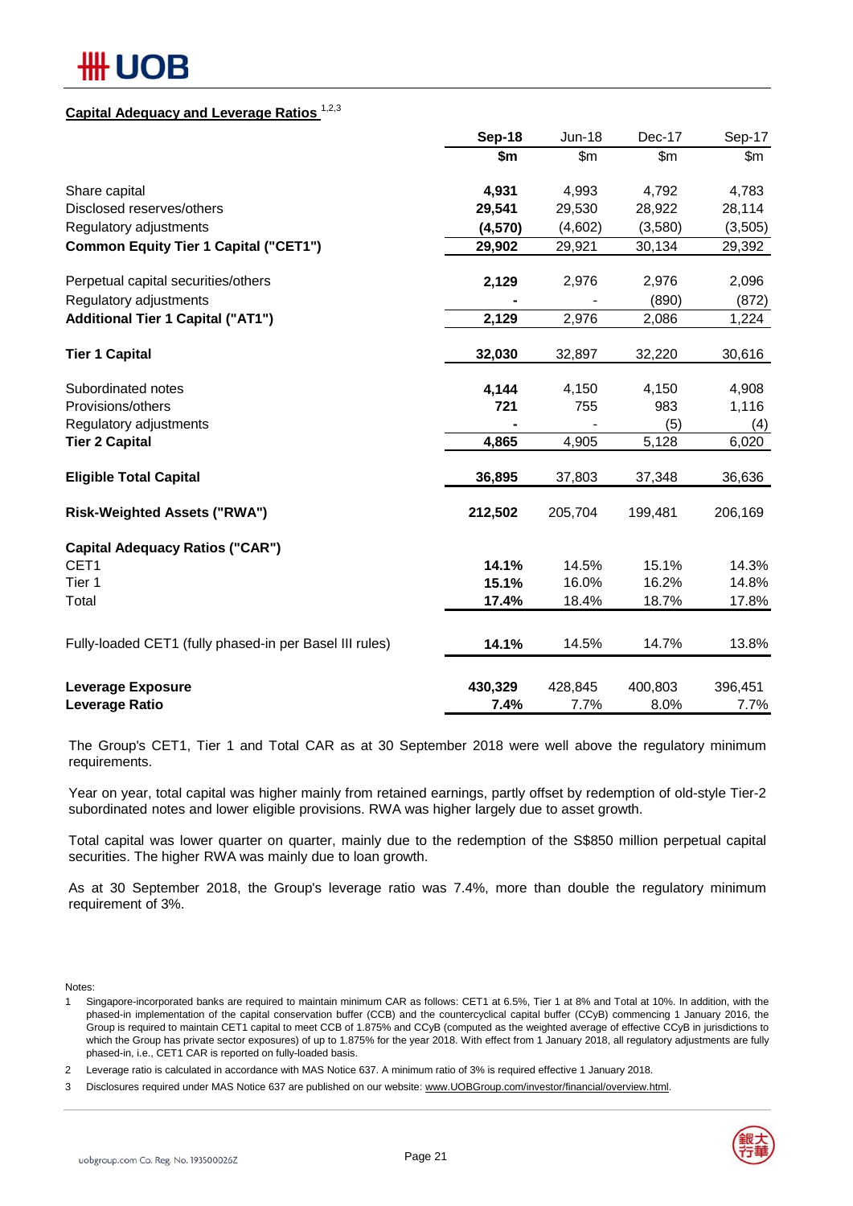## Capital Adequacy and Leverage Ratios [1,2,3]

| | Sep-18 | Jun-18 | Dec-17 | Sep-17 |
|---|---|---|---|---|
| | **$m** | $m | $m | $m |
| Share capital | **4,931** | 4,993 | 4,792 | 4,783 |
| Disclosed reserves/others | **29,541** | 29,530 | 28,922 | 28,114 |
| Regulatory adjustments | **(4,570)** | (4,602) | (3,580) | (3,505) |
| **Common Equity Tier 1 Capital ("CET1")** | **29,902** | 29,921 | 30,134 | 29,392 |
| Perpetual capital securities/others | **2,129** | 2,976 | 2,976 | 2,096 |
| Regulatory adjustments | **-** | - | (890) | (872) |
| **Additional Tier 1 Capital ("AT1")** | **2,129** | 2,976 | 2,086 | 1,224 |
| **Tier 1 Capital** | **32,030** | 32,897 | 32,220 | 30,616 |
| Subordinated notes | **4,144** | 4,150 | 4,150 | 4,908 |
| Provisions/others | **721** | 755 | 983 | 1,116 |
| Regulatory adjustments | **-** | - | (5) | (4) |
| **Tier 2 Capital** | **4,865** | 4,905 | 5,128 | 6,020 |
| **Eligible Total Capital** | **36,895** | 37,803 | 37,348 | 36,636 |
| **Risk-Weighted Assets ("RWA")** | **212,502** | 205,704 | 199,481 | 206,169 |
| **Capital Adequacy Ratios ("CAR")** | | | | |
| CET1 | **14.1%** | 14.5% | 15.1% | 14.3% |
| Tier 1 | **15.1%** | 16.0% | 16.2% | 14.8% |
| Total | **17.4%** | 18.4% | 18.7% | 17.8% |
| Fully-loaded CET1 (fully phased-in per Basel III rules) | **14.1%** | 14.5% | 14.7% | 13.8% |
| **Leverage Exposure** | **430,329** | 428,845 | 400,803 | 396,451 |
| **Leverage Ratio** | **7.4%** | 7.7% | 8.0% | 7.7% |

The Group's CET1, Tier 1 and Total CAR as at 30 September 2018 were well above the regulatory minimum requirements.

Year on year, total capital was higher mainly from retained earnings, partly offset by redemption of old-style Tier-2 subordinated notes and lower eligible provisions. RWA was higher largely due to asset growth.

Total capital was lower quarter on quarter, mainly due to the redemption of the S$850 million perpetual capital securities. The higher RWA was mainly due to loan growth.

As at 30 September 2018, the Group's leverage ratio was 7.4%, more than double the regulatory minimum requirement of 3%.

Notes:

1. Singapore-incorporated banks are required to maintain minimum CAR as follows: CET1 at 6.5%, Tier 1 at 8% and Total at 10%. In addition, with the phased-in implementation of the capital conservation buffer (CCB) and the countercyclical capital buffer (CCyB) commencing 1 January 2016, the Group is required to maintain CET1 capital to meet CCB of 1.875% and CCyB (computed as the weighted average of effective CCyB in jurisdictions to which the Group has private sector exposures) of up to 1.875% for the year 2018. With effect from 1 January 2018, all regulatory adjustments are fully phased-in, i.e., CET1 CAR is reported on fully-loaded basis.
2. Leverage ratio is calculated in accordance with MAS Notice 637. A minimum ratio of 3% is required effective 1 January 2018.
3. Disclosures required under MAS Notice 637 are published on our website: www.UOBGroup.com/investor/financial/overview.html.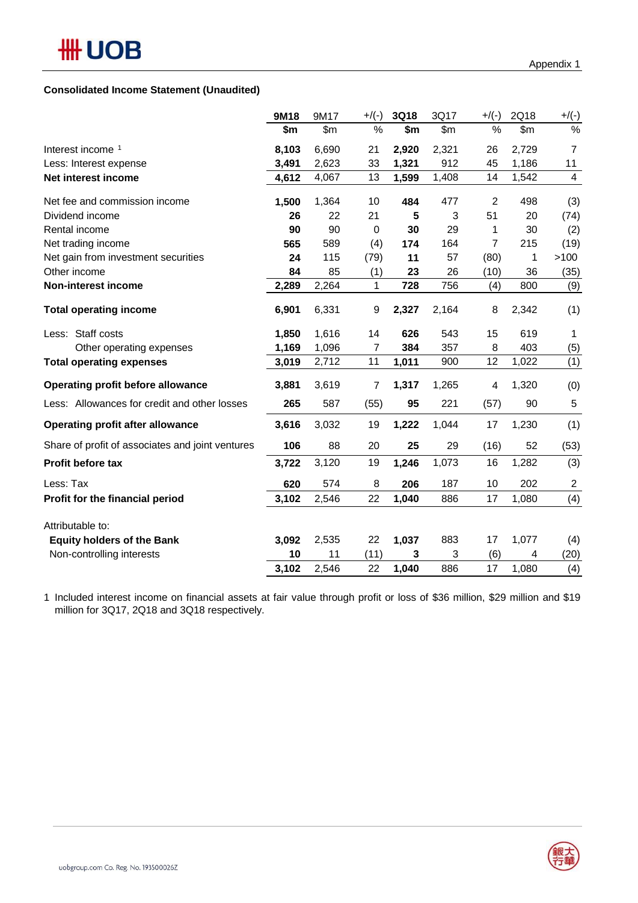Appendix 1

**Consolidated Income Statement (Unaudited)**

| | **9M18** | 9M17 | +/(-) | **3Q18** | 3Q17 | +/(-) | 2Q18 | +/(-) |
|---|---|---|---|---|---|---|---|---|
| | **$m** | $m | % | **$m** | $m | % | $m | % |
| Interest income [1] | **8,103** | 6,690 | 21 | **2,920** | 2,321 | 26 | 2,729 | 7 |
| Less: Interest expense | **3,491** | 2,623 | 33 | **1,321** | 912 | 45 | 1,186 | 11 |
| **Net interest income** | **4,612** | 4,067 | 13 | **1,599** | 1,408 | 14 | 1,542 | 4 |
| Net fee and commission income | **1,500** | 1,364 | 10 | **484** | 477 | 2 | 498 | (3) |
| Dividend income | **26** | 22 | 21 | **5** | 3 | 51 | 20 | (74) |
| Rental income | **90** | 90 | 0 | **30** | 29 | 1 | 30 | (2) |
| Net trading income | **565** | 589 | (4) | **174** | 164 | 7 | 215 | (19) |
| Net gain from investment securities | **24** | 115 | (79) | **11** | 57 | (80) | 1 | >100 |
| Other income | **84** | 85 | (1) | **23** | 26 | (10) | 36 | (35) |
| **Non-interest income** | **2,289** | 2,264 | 1 | **728** | 756 | (4) | 800 | (9) |
| **Total operating income** | **6,901** | 6,331 | 9 | **2,327** | 2,164 | 8 | 2,342 | (1) |
| Less: Staff costs | **1,850** | 1,616 | 14 | **626** | 543 | 15 | 619 | 1 |
| Other operating expenses | **1,169** | 1,096 | 7 | **384** | 357 | 8 | 403 | (5) |
| **Total operating expenses** | **3,019** | 2,712 | 11 | **1,011** | 900 | 12 | 1,022 | (1) |
| **Operating profit before allowance** | **3,881** | 3,619 | 7 | **1,317** | 1,265 | 4 | 1,320 | (0) |
| Less: Allowances for credit and other losses | **265** | 587 | (55) | **95** | 221 | (57) | 90 | 5 |
| **Operating profit after allowance** | **3,616** | 3,032 | 19 | **1,222** | 1,044 | 17 | 1,230 | (1) |
| Share of profit of associates and joint ventures | **106** | 88 | 20 | **25** | 29 | (16) | 52 | (53) |
| **Profit before tax** | **3,722** | 3,120 | 19 | **1,246** | 1,073 | 16 | 1,282 | (3) |
| Less: Tax | **620** | 574 | 8 | **206** | 187 | 10 | 202 | 2 |
| **Profit for the financial period** | **3,102** | 2,546 | 22 | **1,040** | 886 | 17 | 1,080 | (4) |
| Attributable to: | | | | | | | | |
| **Equity holders of the Bank** | **3,092** | 2,535 | 22 | **1,037** | 883 | 17 | 1,077 | (4) |
| Non-controlling interests | **10** | 11 | (11) | **3** | 3 | (6) | 4 | (20) |
| | **3,102** | 2,546 | 22 | **1,040** | 886 | 17 | 1,080 | (4) |

1 Included interest income on financial assets at fair value through profit or loss of $36 million, $29 million and $19 million for 3Q17, 2Q18 and 3Q18 respectively.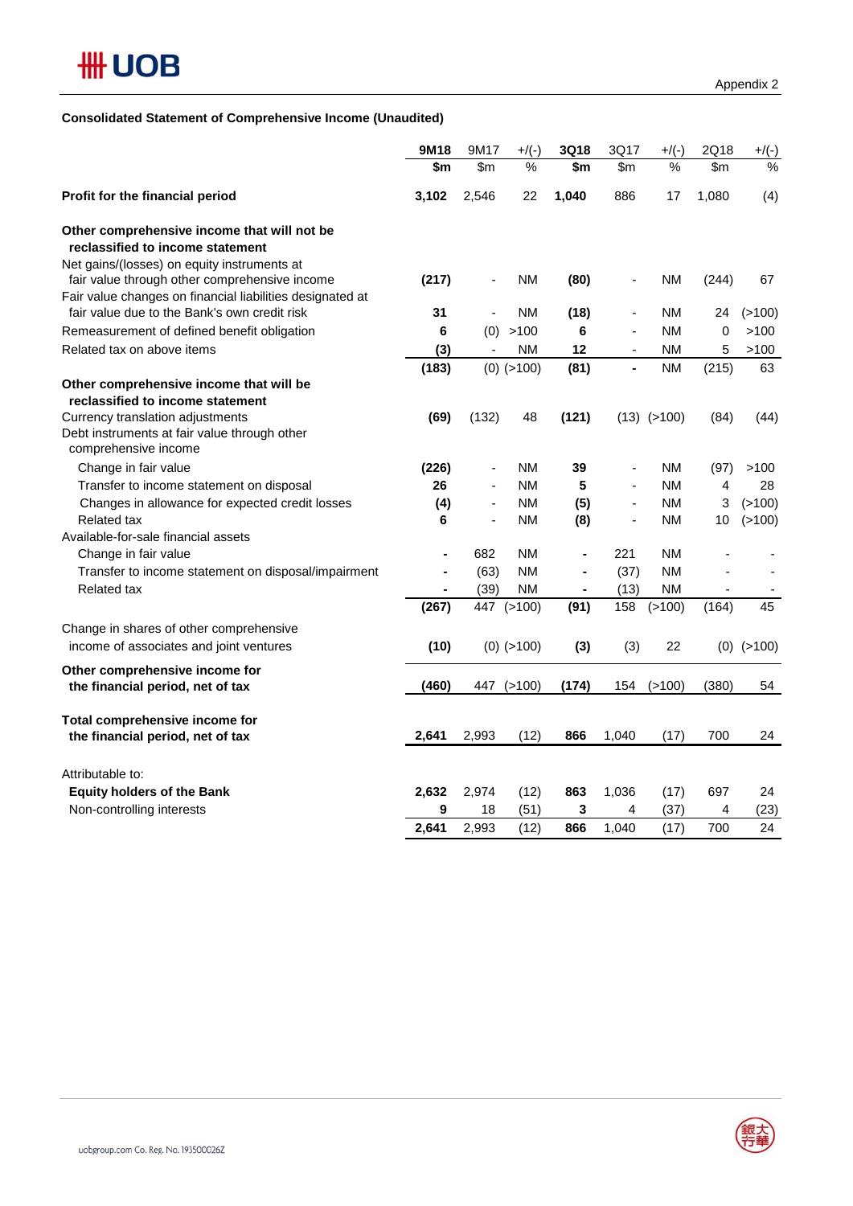Appendix 2

**Consolidated Statement of Comprehensive Income (Unaudited)**

| | **9M18** | 9M17 | +/(-) | **3Q18** | 3Q17 | +/(-) | 2Q18 | +/(-) |
|---|---|---|---|---|---|---|---|---|
| | **$m** | $m | % | **$m** | $m | % | $m | % |
| **Profit for the financial period** | **3,102** | 2,546 | 22 | **1,040** | 886 | 17 | 1,080 | (4) |
| **Other comprehensive income that will not be reclassified to income statement** | | | | | | | | |
| Net gains/(losses) on equity instruments at fair value through other comprehensive income | **(217)** | - | NM | **(80)** | - | NM | (244) | 67 |
| Fair value changes on financial liabilities designated at fair value due to the Bank's own credit risk | **31** | - | NM | **(18)** | - | NM | 24 | (>100) |
| Remeasurement of defined benefit obligation | **6** | (0) | >100 | **6** | - | NM | 0 | >100 |
| Related tax on above items | **(3)** | - | NM | **12** | - | NM | 5 | >100 |
| | **(183)** | (0) | (>100) | **(81)** | - | NM | (215) | 63 |
| **Other comprehensive income that will be reclassified to income statement** | | | | | | | | |
| Currency translation adjustments | **(69)** | (132) | 48 | **(121)** | (13) | (>100) | (84) | (44) |
| Debt instruments at fair value through other comprehensive income | | | | | | | | |
| Change in fair value | **(226)** | - | NM | **39** | - | NM | (97) | >100 |
| Transfer to income statement on disposal | **26** | - | NM | **5** | - | NM | 4 | 28 |
| Changes in allowance for expected credit losses | **(4)** | - | NM | **(5)** | - | NM | 3 | (>100) |
| Related tax | **6** | - | NM | **(8)** | - | NM | 10 | (>100) |
| Available-for-sale financial assets | | | | | | | | |
| Change in fair value | **-** | 682 | NM | **-** | 221 | NM | - | - |
| Transfer to income statement on disposal/impairment | **-** | (63) | NM | **-** | (37) | NM | - | - |
| Related tax | **-** | (39) | NM | **-** | (13) | NM | - | - |
| | **(267)** | 447 | (>100) | **(91)** | 158 | (>100) | (164) | 45 |
| Change in shares of other comprehensive income of associates and joint ventures | **(10)** | (0) | (>100) | **(3)** | (3) | 22 | (0) | (>100) |
| **Other comprehensive income for the financial period, net of tax** | **(460)** | 447 | (>100) | **(174)** | 154 | (>100) | (380) | 54 |
| **Total comprehensive income for the financial period, net of tax** | **2,641** | 2,993 | (12) | **866** | 1,040 | (17) | 700 | 24 |
| Attributable to: | | | | | | | | |
| **Equity holders of the Bank** | **2,632** | 2,974 | (12) | **863** | 1,036 | (17) | 697 | 24 |
| Non-controlling interests | **9** | 18 | (51) | **3** | 4 | (37) | 4 | (23) |
| | **2,641** | 2,993 | (12) | **866** | 1,040 | (17) | 700 | 24 |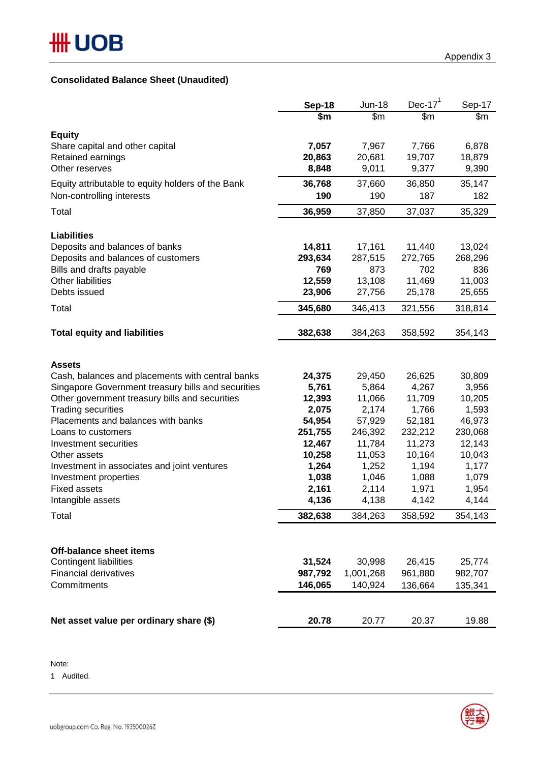Appendix 3

## Consolidated Balance Sheet (Unaudited)

| | **Sep-18** | Jun-18 | Dec-17[1] | Sep-17 |
|---|---|---|---|---|
| | **$m** | $m | $m | $m |
| **Equity** | | | | |
| Share capital and other capital | **7,057** | 7,967 | 7,766 | 6,878 |
| Retained earnings | **20,863** | 20,681 | 19,707 | 18,879 |
| Other reserves | **8,848** | 9,011 | 9,377 | 9,390 |
| Equity attributable to equity holders of the Bank | **36,768** | 37,660 | 36,850 | 35,147 |
| Non-controlling interests | **190** | 190 | 187 | 182 |
| Total | **36,959** | 37,850 | 37,037 | 35,329 |
| **Liabilities** | | | | |
| Deposits and balances of banks | **14,811** | 17,161 | 11,440 | 13,024 |
| Deposits and balances of customers | **293,634** | 287,515 | 272,765 | 268,296 |
| Bills and drafts payable | **769** | 873 | 702 | 836 |
| Other liabilities | **12,559** | 13,108 | 11,469 | 11,003 |
| Debts issued | **23,906** | 27,756 | 25,178 | 25,655 |
| Total | **345,680** | 346,413 | 321,556 | 318,814 |
| **Total equity and liabilities** | **382,638** | 384,263 | 358,592 | 354,143 |
| **Assets** | | | | |
| Cash, balances and placements with central banks | **24,375** | 29,450 | 26,625 | 30,809 |
| Singapore Government treasury bills and securities | **5,761** | 5,864 | 4,267 | 3,956 |
| Other government treasury bills and securities | **12,393** | 11,066 | 11,709 | 10,205 |
| Trading securities | **2,075** | 2,174 | 1,766 | 1,593 |
| Placements and balances with banks | **54,954** | 57,929 | 52,181 | 46,973 |
| Loans to customers | **251,755** | 246,392 | 232,212 | 230,068 |
| Investment securities | **12,467** | 11,784 | 11,273 | 12,143 |
| Other assets | **10,258** | 11,053 | 10,164 | 10,043 |
| Investment in associates and joint ventures | **1,264** | 1,252 | 1,194 | 1,177 |
| Investment properties | **1,038** | 1,046 | 1,088 | 1,079 |
| Fixed assets | **2,161** | 2,114 | 1,971 | 1,954 |
| Intangible assets | **4,136** | 4,138 | 4,142 | 4,144 |
| Total | **382,638** | 384,263 | 358,592 | 354,143 |
| **Off-balance sheet items** | | | | |
| Contingent liabilities | **31,524** | 30,998 | 26,415 | 25,774 |
| Financial derivatives | **987,792** | 1,001,268 | 961,880 | 982,707 |
| Commitments | **146,065** | 140,924 | 136,664 | 135,341 |
| **Net asset value per ordinary share ($)** | **20.78** | 20.77 | 20.37 | 19.88 |

Note:

1 Audited.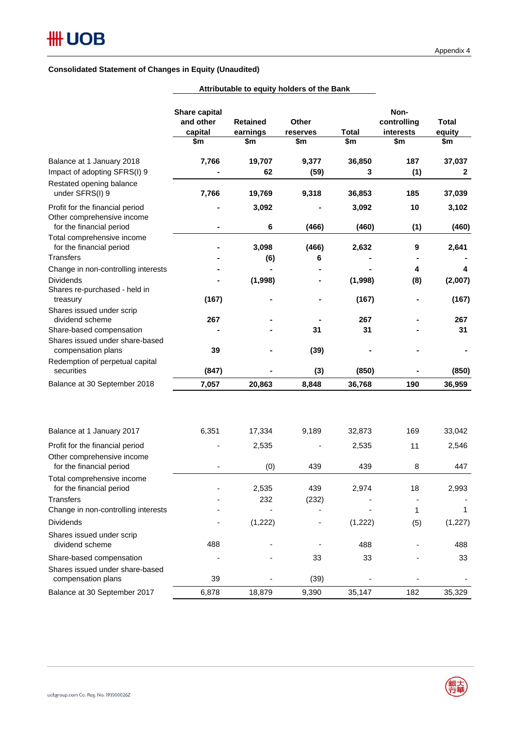Appendix 4

**Consolidated Statement of Changes in Equity (Unaudited)**

| | Attributable to equity holders of the Bank | | | | | |
|---|---|---|---|---|---|---|
| | Share capital and other capital | Retained earnings | Other reserves | Total | Non-controlling interests | Total equity |
| | $m | $m | $m | $m | $m | $m |
| Balance at 1 January 2018 | **7,766** | **19,707** | **9,377** | **36,850** | **187** | **37,037** |
| Impact of adopting SFRS(I) 9 | **-** | **62** | **(59)** | **3** | **(1)** | **2** |
| Restated opening balance under SFRS(I) 9 | **7,766** | **19,769** | **9,318** | **36,853** | **185** | **37,039** |
| Profit for the financial period | **-** | **3,092** | **-** | **3,092** | **10** | **3,102** |
| Other comprehensive income for the financial period | **-** | **6** | **(466)** | **(460)** | **(1)** | **(460)** |
| Total comprehensive income for the financial period | **-** | **3,098** | **(466)** | **2,632** | **9** | **2,641** |
| Transfers | **-** | **(6)** | **6** | **-** | **-** | **-** |
| Change in non-controlling interests | **-** | **-** | **-** | **-** | **4** | **4** |
| Dividends | **-** | **(1,998)** | **-** | **(1,998)** | **(8)** | **(2,007)** |
| Shares re-purchased - held in treasury | **(167)** | **-** | **-** | **(167)** | **-** | **(167)** |
| Shares issued under scrip dividend scheme | **267** | **-** | **-** | **267** | **-** | **267** |
| Share-based compensation | **-** | **-** | **31** | **31** | **-** | **31** |
| Shares issued under share-based compensation plans | **39** | **-** | **(39)** | **-** | **-** | **-** |
| Redemption of perpetual capital securities | **(847)** | **-** | **(3)** | **(850)** | **-** | **(850)** |
| Balance at 30 September 2018 | **7,057** | **20,863** | **8,848** | **36,768** | **190** | **36,959** |
| | | | | | | |
| Balance at 1 January 2017 | 6,351 | 17,334 | 9,189 | 32,873 | 169 | 33,042 |
| Profit for the financial period | - | 2,535 | - | 2,535 | 11 | 2,546 |
| Other comprehensive income for the financial period | - | (0) | 439 | 439 | 8 | 447 |
| Total comprehensive income for the financial period | - | 2,535 | 439 | 2,974 | 18 | 2,993 |
| Transfers | - | 232 | (232) | - | - | - |
| Change in non-controlling interests | - | - | - | - | 1 | 1 |
| Dividends | - | (1,222) | - | (1,222) | (5) | (1,227) |
| Shares issued under scrip dividend scheme | 488 | - | - | 488 | - | 488 |
| Share-based compensation | - | - | 33 | 33 | - | 33 |
| Shares issued under share-based compensation plans | 39 | - | (39) | - | - | - |
| Balance at 30 September 2017 | 6,878 | 18,879 | 9,390 | 35,147 | 182 | 35,329 |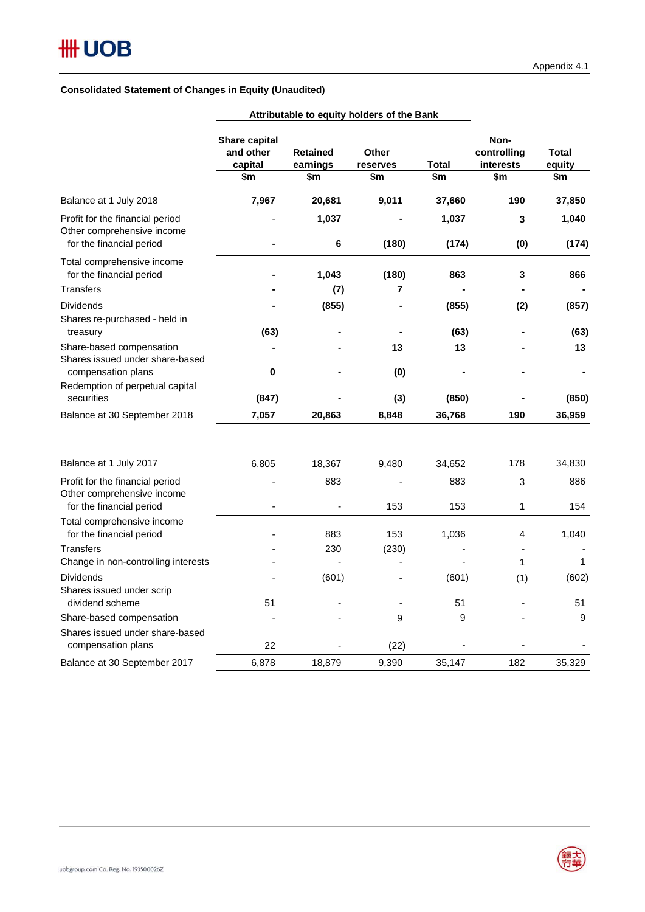Appendix 4.1

**Consolidated Statement of Changes in Equity (Unaudited)**

| | Attributable to equity holders of the Bank | | | | | |
|---|---|---|---|---|---|---|
| | **Share capital and other capital** | **Retained earnings** | **Other reserves** | **Total** | **Non-controlling interests** | **Total equity** |
| | **\$m** | **\$m** | **\$m** | **\$m** | **\$m** | **\$m** |
| Balance at 1 July 2018 | **7,967** | **20,681** | **9,011** | **37,660** | **190** | **37,850** |
| Profit for the financial period | - | **1,037** | - | **1,037** | **3** | **1,040** |
| Other comprehensive income for the financial period | - | **6** | **(180)** | **(174)** | **(0)** | **(174)** |
| Total comprehensive income for the financial period | - | **1,043** | **(180)** | **863** | **3** | **866** |
| Transfers | - | **(7)** | **7** | - | - | - |
| Dividends | - | **(855)** | - | **(855)** | **(2)** | **(857)** |
| Shares re-purchased - held in treasury | **(63)** | - | - | **(63)** | - | **(63)** |
| Share-based compensation | - | - | **13** | **13** | - | **13** |
| Shares issued under share-based compensation plans | **0** | - | **(0)** | - | - | - |
| Redemption of perpetual capital securities | **(847)** | - | **(3)** | **(850)** | - | **(850)** |
| Balance at 30 September 2018 | **7,057** | **20,863** | **8,848** | **36,768** | **190** | **36,959** |
| | | | | | | |
| Balance at 1 July 2017 | 6,805 | 18,367 | 9,480 | 34,652 | 178 | 34,830 |
| Profit for the financial period | - | 883 | - | 883 | 3 | 886 |
| Other comprehensive income for the financial period | - | - | 153 | 153 | 1 | 154 |
| Total comprehensive income for the financial period | - | 883 | 153 | 1,036 | 4 | 1,040 |
| Transfers | - | 230 | (230) | - | - | - |
| Change in non-controlling interests | - | - | - | - | 1 | 1 |
| Dividends | - | (601) | - | (601) | (1) | (602) |
| Shares issued under scrip dividend scheme | 51 | - | - | 51 | - | 51 |
| Share-based compensation | - | - | 9 | 9 | - | 9 |
| Shares issued under share-based compensation plans | 22 | - | (22) | - | - | - |
| Balance at 30 September 2017 | 6,878 | 18,879 | 9,390 | 35,147 | 182 | 35,329 |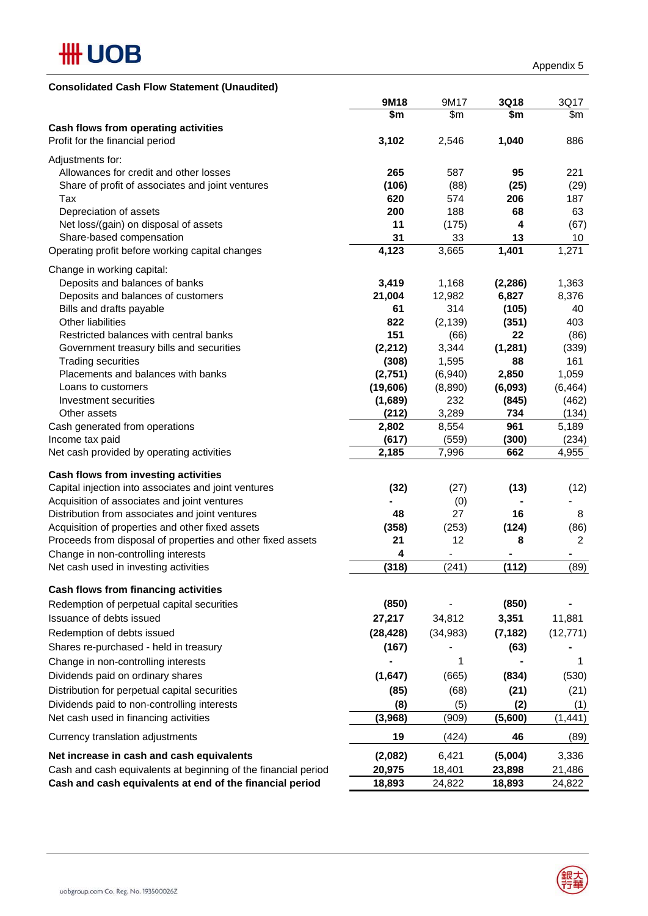UOB

Appendix 5

**Consolidated Cash Flow Statement (Unaudited)**

| | **9M18** | 9M17 | **3Q18** | 3Q17 |
|---|---|---|---|---|
| | **$m** | $m | **$m** | $m |
| **Cash flows from operating activities** | | | | |
| Profit for the financial period | **3,102** | 2,546 | **1,040** | 886 |
| Adjustments for: | | | | |
| Allowances for credit and other losses | **265** | 587 | **95** | 221 |
| Share of profit of associates and joint ventures | **(106)** | (88) | **(25)** | (29) |
| Tax | **620** | 574 | **206** | 187 |
| Depreciation of assets | **200** | 188 | **68** | 63 |
| Net loss/(gain) on disposal of assets | **11** | (175) | **4** | (67) |
| Share-based compensation | **31** | 33 | **13** | 10 |
| Operating profit before working capital changes | **4,123** | 3,665 | **1,401** | 1,271 |
| Change in working capital: | | | | |
| Deposits and balances of banks | **3,419** | 1,168 | **(2,286)** | 1,363 |
| Deposits and balances of customers | **21,004** | 12,982 | **6,827** | 8,376 |
| Bills and drafts payable | **61** | 314 | **(105)** | 40 |
| Other liabilities | **822** | (2,139) | **(351)** | 403 |
| Restricted balances with central banks | **151** | (66) | **22** | (86) |
| Government treasury bills and securities | **(2,212)** | 3,344 | **(1,281)** | (339) |
| Trading securities | **(308)** | 1,595 | **88** | 161 |
| Placements and balances with banks | **(2,751)** | (6,940) | **2,850** | 1,059 |
| Loans to customers | **(19,606)** | (8,890) | **(6,093)** | (6,464) |
| Investment securities | **(1,689)** | 232 | **(845)** | (462) |
| Other assets | **(212)** | 3,289 | **734** | (134) |
| Cash generated from operations | **2,802** | 8,554 | **961** | 5,189 |
| Income tax paid | **(617)** | (559) | **(300)** | (234) |
| Net cash provided by operating activities | **2,185** | 7,996 | **662** | 4,955 |
| **Cash flows from investing activities** | | | | |
| Capital injection into associates and joint ventures | **(32)** | (27) | **(13)** | (12) |
| Acquisition of associates and joint ventures | **-** | (0) | **-** | - |
| Distribution from associates and joint ventures | **48** | 27 | **16** | 8 |
| Acquisition of properties and other fixed assets | **(358)** | (253) | **(124)** | (86) |
| Proceeds from disposal of properties and other fixed assets | **21** | 12 | **8** | 2 |
| Change in non-controlling interests | **4** | - | **-** | - |
| Net cash used in investing activities | **(318)** | (241) | **(112)** | (89) |
| **Cash flows from financing activities** | | | | |
| Redemption of perpetual capital securities | **(850)** | - | **(850)** | - |
| Issuance of debts issued | **27,217** | 34,812 | **3,351** | 11,881 |
| Redemption of debts issued | **(28,428)** | (34,983) | **(7,182)** | (12,771) |
| Shares re-purchased - held in treasury | **(167)** | - | **(63)** | - |
| Change in non-controlling interests | **-** | 1 | **-** | 1 |
| Dividends paid on ordinary shares | **(1,647)** | (665) | **(834)** | (530) |
| Distribution for perpetual capital securities | **(85)** | (68) | **(21)** | (21) |
| Dividends paid to non-controlling interests | **(8)** | (5) | **(2)** | (1) |
| Net cash used in financing activities | **(3,968)** | (909) | **(5,600)** | (1,441) |
| Currency translation adjustments | **19** | (424) | **46** | (89) |
| **Net increase in cash and cash equivalents** | **(2,082)** | 6,421 | **(5,004)** | 3,336 |
| Cash and cash equivalents at beginning of the financial period | **20,975** | 18,401 | **23,898** | 21,486 |
| **Cash and cash equivalents at end of the financial period** | **18,893** | 24,822 | **18,893** | 24,822 |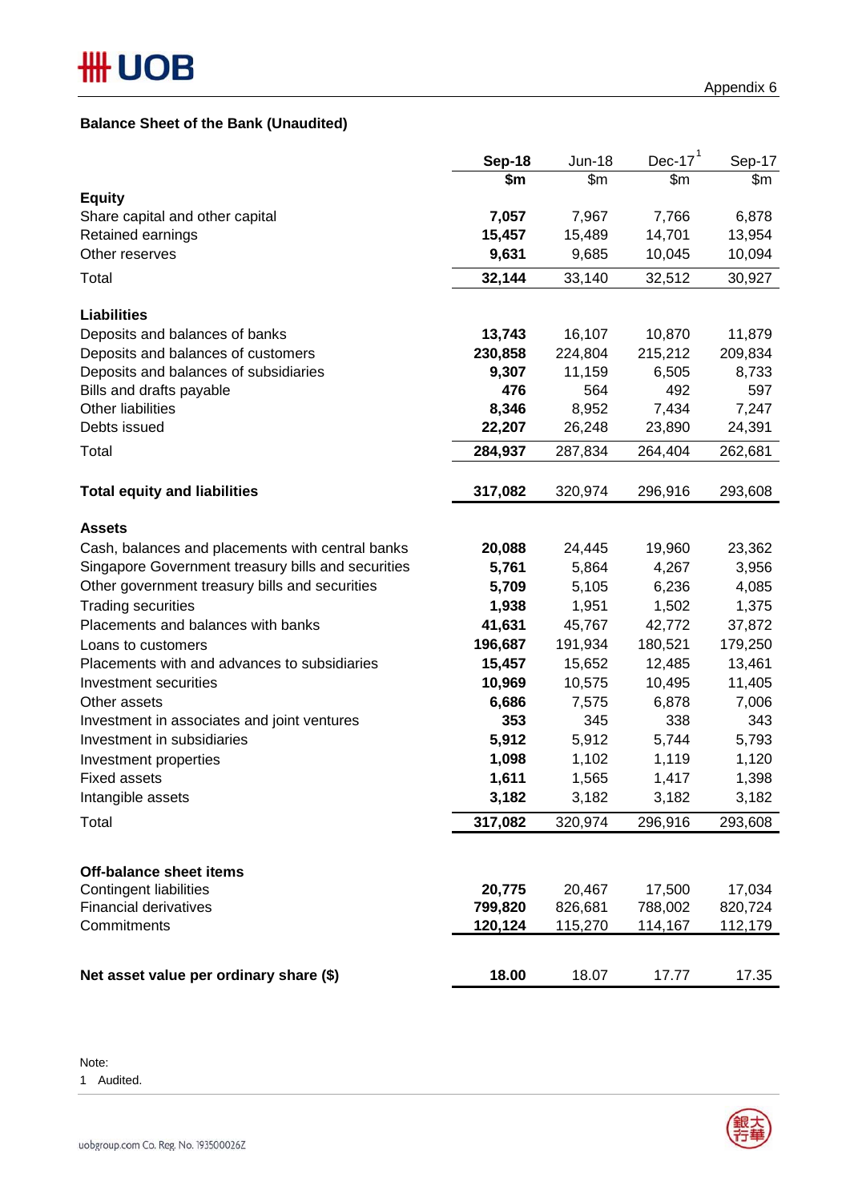Appendix 6

## Balance Sheet of the Bank (Unaudited)

| | **Sep-18** | Jun-18 | Dec-17[1] | Sep-17 |
|---|---|---|---|---|
| | **$m** | $m | $m | $m |
| **Equity** | | | | |
| Share capital and other capital | **7,057** | 7,967 | 7,766 | 6,878 |
| Retained earnings | **15,457** | 15,489 | 14,701 | 13,954 |
| Other reserves | **9,631** | 9,685 | 10,045 | 10,094 |
| Total | **32,144** | 33,140 | 32,512 | 30,927 |
| | | | | |
| **Liabilities** | | | | |
| Deposits and balances of banks | **13,743** | 16,107 | 10,870 | 11,879 |
| Deposits and balances of customers | **230,858** | 224,804 | 215,212 | 209,834 |
| Deposits and balances of subsidiaries | **9,307** | 11,159 | 6,505 | 8,733 |
| Bills and drafts payable | **476** | 564 | 492 | 597 |
| Other liabilities | **8,346** | 8,952 | 7,434 | 7,247 |
| Debts issued | **22,207** | 26,248 | 23,890 | 24,391 |
| Total | **284,937** | 287,834 | 264,404 | 262,681 |
| | | | | |
| **Total equity and liabilities** | **317,082** | 320,974 | 296,916 | 293,608 |
| | | | | |
| **Assets** | | | | |
| Cash, balances and placements with central banks | **20,088** | 24,445 | 19,960 | 23,362 |
| Singapore Government treasury bills and securities | **5,761** | 5,864 | 4,267 | 3,956 |
| Other government treasury bills and securities | **5,709** | 5,105 | 6,236 | 4,085 |
| Trading securities | **1,938** | 1,951 | 1,502 | 1,375 |
| Placements and balances with banks | **41,631** | 45,767 | 42,772 | 37,872 |
| Loans to customers | **196,687** | 191,934 | 180,521 | 179,250 |
| Placements with and advances to subsidiaries | **15,457** | 15,652 | 12,485 | 13,461 |
| Investment securities | **10,969** | 10,575 | 10,495 | 11,405 |
| Other assets | **6,686** | 7,575 | 6,878 | 7,006 |
| Investment in associates and joint ventures | **353** | 345 | 338 | 343 |
| Investment in subsidiaries | **5,912** | 5,912 | 5,744 | 5,793 |
| Investment properties | **1,098** | 1,102 | 1,119 | 1,120 |
| Fixed assets | **1,611** | 1,565 | 1,417 | 1,398 |
| Intangible assets | **3,182** | 3,182 | 3,182 | 3,182 |
| Total | **317,082** | 320,974 | 296,916 | 293,608 |
| | | | | |
| **Off-balance sheet items** | | | | |
| Contingent liabilities | **20,775** | 20,467 | 17,500 | 17,034 |
| Financial derivatives | **799,820** | 826,681 | 788,002 | 820,724 |
| Commitments | **120,124** | 115,270 | 114,167 | 112,179 |
| | | | | |
| **Net asset value per ordinary share ($)** | **18.00** | 18.07 | 17.77 | 17.35 |

Note:

1 Audited.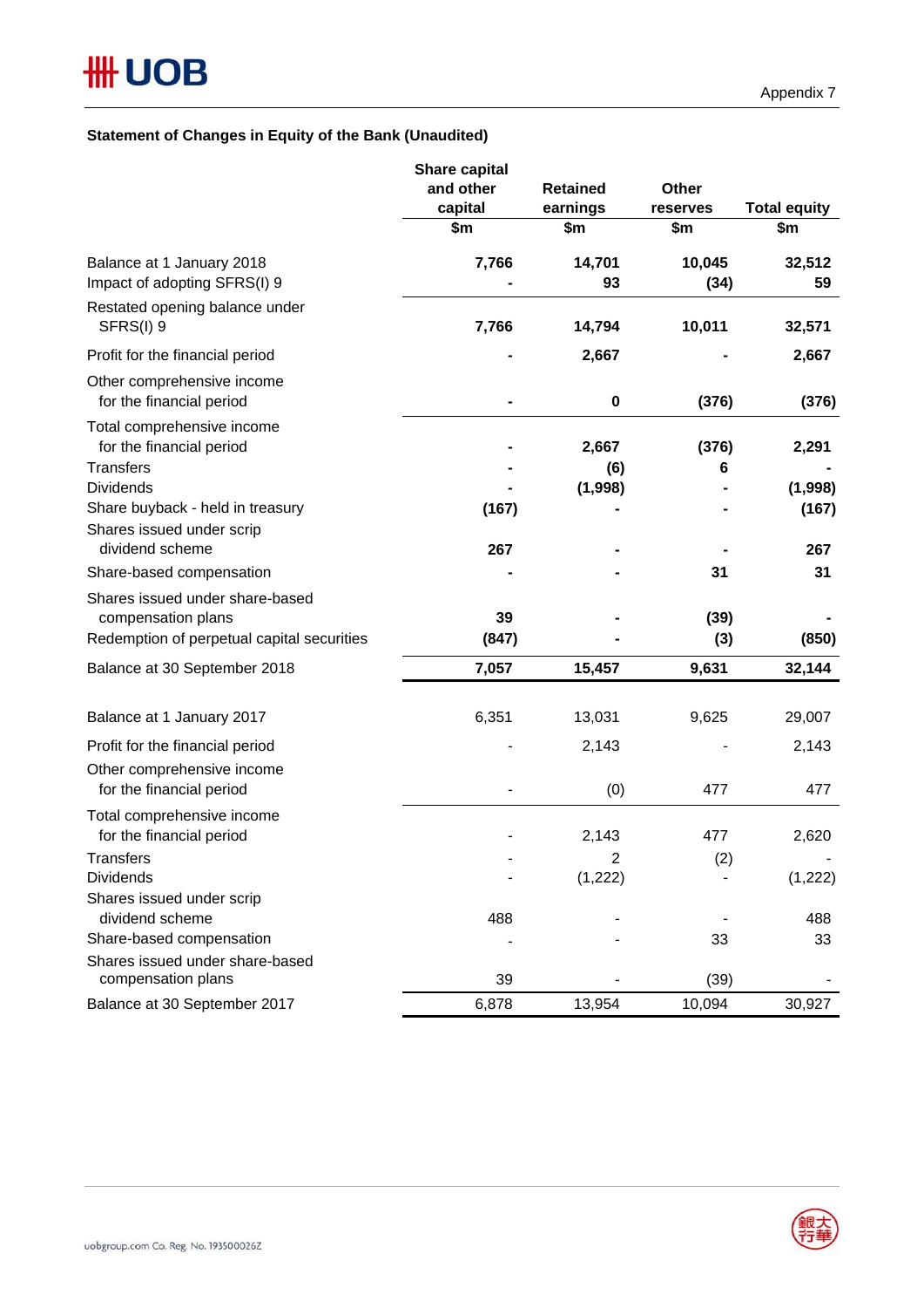Appendix 7

**Statement of Changes in Equity of the Bank (Unaudited)**

| | Share capital and other capital<br>$m | Retained earnings<br>$m | Other reserves<br>$m | Total equity<br>$m |
|---|---|---|---|---|
| Balance at 1 January 2018 | **7,766** | **14,701** | **10,045** | **32,512** |
| Impact of adopting SFRS(I) 9 | **-** | **93** | **(34)** | **59** |
| Restated opening balance under SFRS(I) 9 | **7,766** | **14,794** | **10,011** | **32,571** |
| Profit for the financial period | **-** | **2,667** | **-** | **2,667** |
| Other comprehensive income for the financial period | **-** | **0** | **(376)** | **(376)** |
| Total comprehensive income for the financial period | **-** | **2,667** | **(376)** | **2,291** |
| Transfers | **-** | **(6)** | **6** | **-** |
| Dividends | **-** | **(1,998)** | **-** | **(1,998)** |
| Share buyback - held in treasury | **(167)** | **-** | **-** | **(167)** |
| Shares issued under scrip dividend scheme | **267** | **-** | **-** | **267** |
| Share-based compensation | **-** | **-** | **31** | **31** |
| Shares issued under share-based compensation plans | **39** | **-** | **(39)** | **-** |
| Redemption of perpetual capital securities | **(847)** | **-** | **(3)** | **(850)** |
| Balance at 30 September 2018 | **7,057** | **15,457** | **9,631** | **32,144** |
| | | | | |
| Balance at 1 January 2017 | 6,351 | 13,031 | 9,625 | 29,007 |
| Profit for the financial period | - | 2,143 | - | 2,143 |
| Other comprehensive income for the financial period | - | (0) | 477 | 477 |
| Total comprehensive income for the financial period | - | 2,143 | 477 | 2,620 |
| Transfers | - | 2 | (2) | - |
| Dividends | - | (1,222) | - | (1,222) |
| Shares issued under scrip dividend scheme | 488 | - | - | 488 |
| Share-based compensation | - | - | 33 | 33 |
| Shares issued under share-based compensation plans | 39 | - | (39) | - |
| Balance at 30 September 2017 | 6,878 | 13,954 | 10,094 | 30,927 |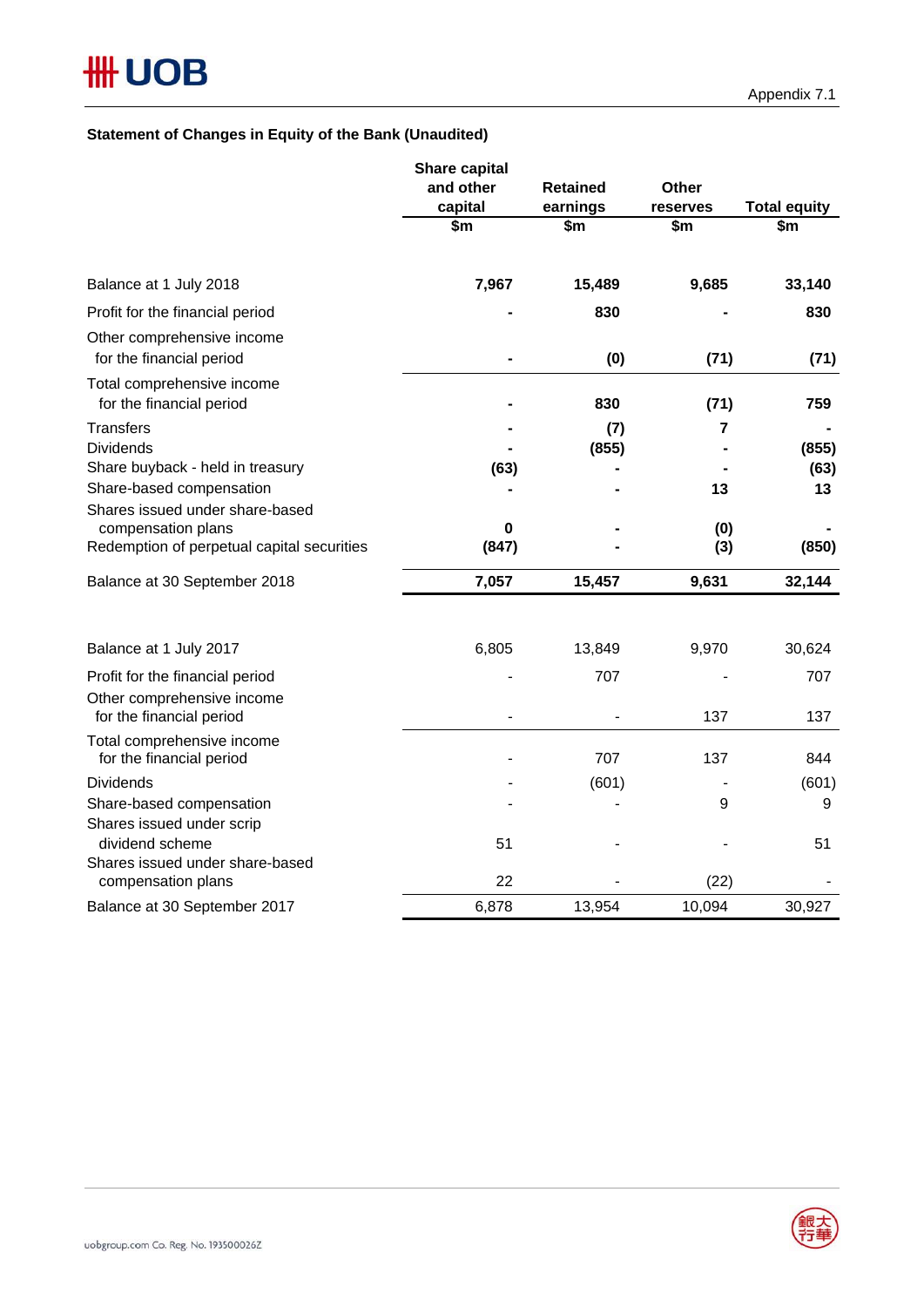Appendix 7.1

### Statement of Changes in Equity of the Bank (Unaudited)

| | Share capital and other capital $m | Retained earnings $m | Other reserves $m | Total equity $m |
|---|---|---|---|---|
| **Balance at 1 July 2018** | **7,967** | **15,489** | **9,685** | **33,140** |
| Profit for the financial period | **-** | **830** | **-** | **830** |
| Other comprehensive income for the financial period | **-** | **(0)** | **(71)** | **(71)** |
| Total comprehensive income for the financial period | **-** | **830** | **(71)** | **759** |
| Transfers | **-** | **(7)** | **7** | **-** |
| Dividends | **-** | **(855)** | **-** | **(855)** |
| Share buyback - held in treasury | **(63)** | **-** | **-** | **(63)** |
| Share-based compensation | **-** | **-** | **13** | **13** |
| Shares issued under share-based compensation plans | **0** | **-** | **(0)** | **-** |
| Redemption of perpetual capital securities | **(847)** | **-** | **(3)** | **(850)** |
| **Balance at 30 September 2018** | **7,057** | **15,457** | **9,631** | **32,144** |
| | | | | |
| Balance at 1 July 2017 | 6,805 | 13,849 | 9,970 | 30,624 |
| Profit for the financial period | - | 707 | - | 707 |
| Other comprehensive income for the financial period | - | - | 137 | 137 |
| Total comprehensive income for the financial period | - | 707 | 137 | 844 |
| Dividends | - | (601) | - | (601) |
| Share-based compensation | - | - | 9 | 9 |
| Shares issued under scrip dividend scheme | 51 | - | - | 51 |
| Shares issued under share-based compensation plans | 22 | - | (22) | - |
| Balance at 30 September 2017 | 6,878 | 13,954 | 10,094 | 30,927 |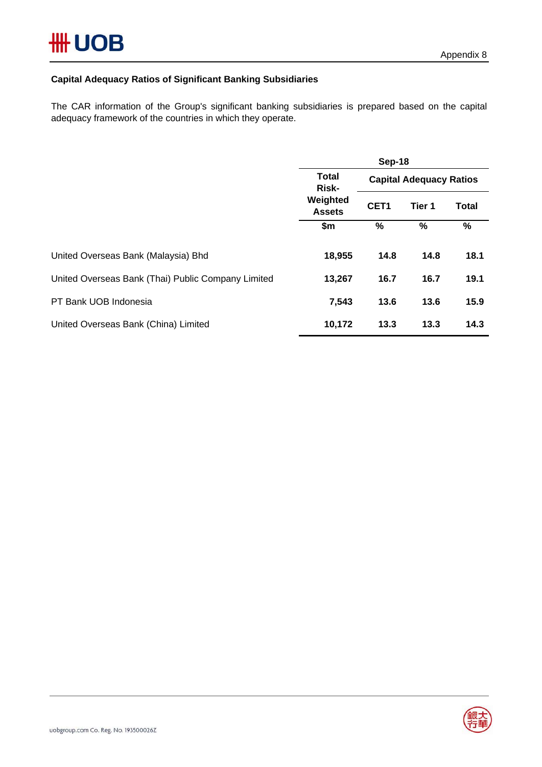Appendix 8

### Capital Adequacy Ratios of Significant Banking Subsidiaries

The CAR information of the Group's significant banking subsidiaries is prepared based on the capital adequacy framework of the countries in which they operate.

| | Sep-18 | | | |
|---|---|---|---|---|
| | Total Risk-Weighted Assets | Capital Adequacy Ratios | | |
| | | CET1 | Tier 1 | Total |
| | $m | % | % | % |
| United Overseas Bank (Malaysia) Bhd | **18,955** | **14.8** | **14.8** | **18.1** |
| United Overseas Bank (Thai) Public Company Limited | **13,267** | **16.7** | **16.7** | **19.1** |
| PT Bank UOB Indonesia | **7,543** | **13.6** | **13.6** | **15.9** |
| United Overseas Bank (China) Limited | **10,172** | **13.3** | **13.3** | **14.3** |